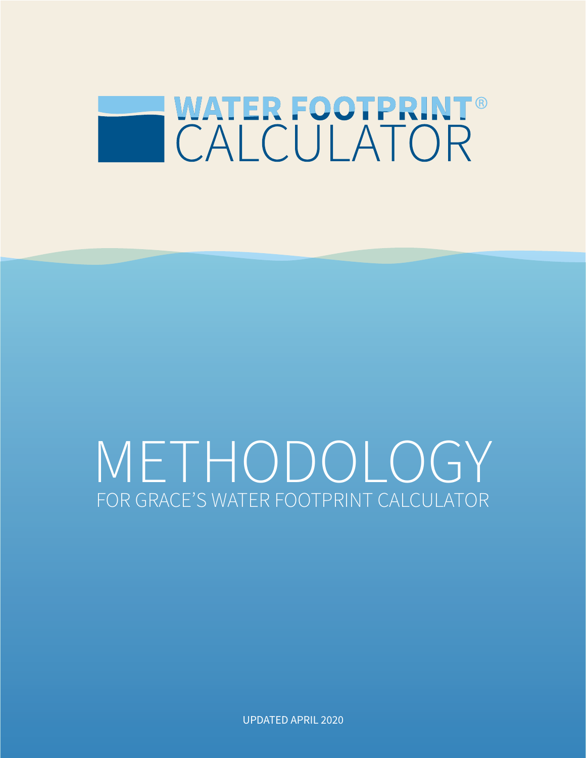# WATER FOOTPRINT® CALCULATOR

# METHODOLOGY

## FOR GRACE'S WATER FOOTPRINT CALCULATOR

UPDATED APRIL 2020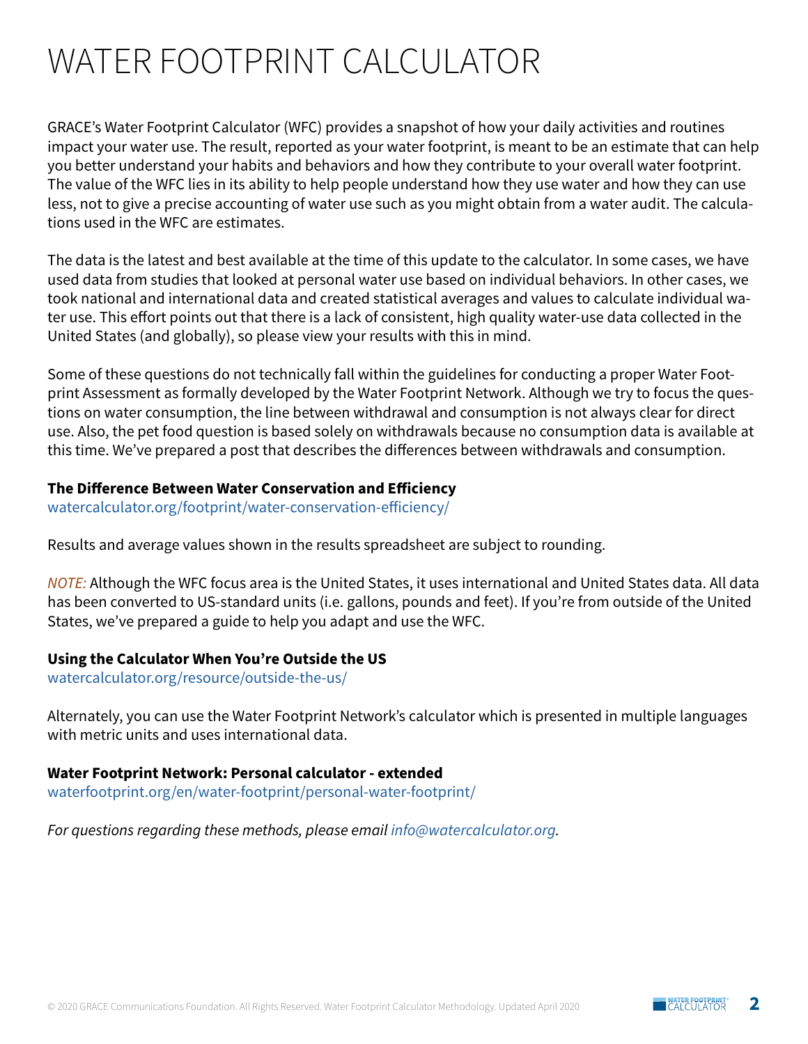# WATER FOOTPRINT CALCULATOR

GRACE's Water Footprint Calculator (WFC) provides a snapshot of how your daily activities and routines impact your water use. The result, reported as your water footprint, is meant to be an estimate that can help you better understand your habits and behaviors and how they contribute to your overall water footprint. The value of the WFC lies in its ability to help people understand how they use water and how they can use less, not to give a precise accounting of water use such as you might obtain from a water audit. The calculations used in the WFC are estimates.

The data is the latest and best available at the time of this update to the calculator. In some cases, we have used data from studies that looked at personal water use based on individual behaviors. In other cases, we took national and international data and created statistical averages and values to calculate individual water use. This effort points out that there is a lack of consistent, high quality water-use data collected in the United States (and globally), so please view your results with this in mind.

Some of these questions do not technically fall within the guidelines for conducting a proper Water Footprint Assessment as formally developed by the Water Footprint Network. Although we try to focus the questions on water consumption, the line between withdrawal and consumption is not always clear for direct use. Also, the pet food question is based solely on withdrawals because no consumption data is available at this time. We've prepared a post that describes the differences between withdrawals and consumption.

**The Difference Between Water Conservation and Efficiency**
watercalculator.org/footprint/water-conservation-efficiency/

Results and average values shown in the results spreadsheet are subject to rounding.

*NOTE:* Although the WFC focus area is the United States, it uses international and United States data. All data has been converted to US-standard units (i.e. gallons, pounds and feet). If you're from outside of the United States, we've prepared a guide to help you adapt and use the WFC.

**Using the Calculator When You're Outside the US**
watercalculator.org/resource/outside-the-us/

Alternately, you can use the Water Footprint Network's calculator which is presented in multiple languages with metric units and uses international data.

**Water Footprint Network: Personal calculator - extended**
waterfootprint.org/en/water-footprint/personal-water-footprint/

*For questions regarding these methods, please email info@watercalculator.org.*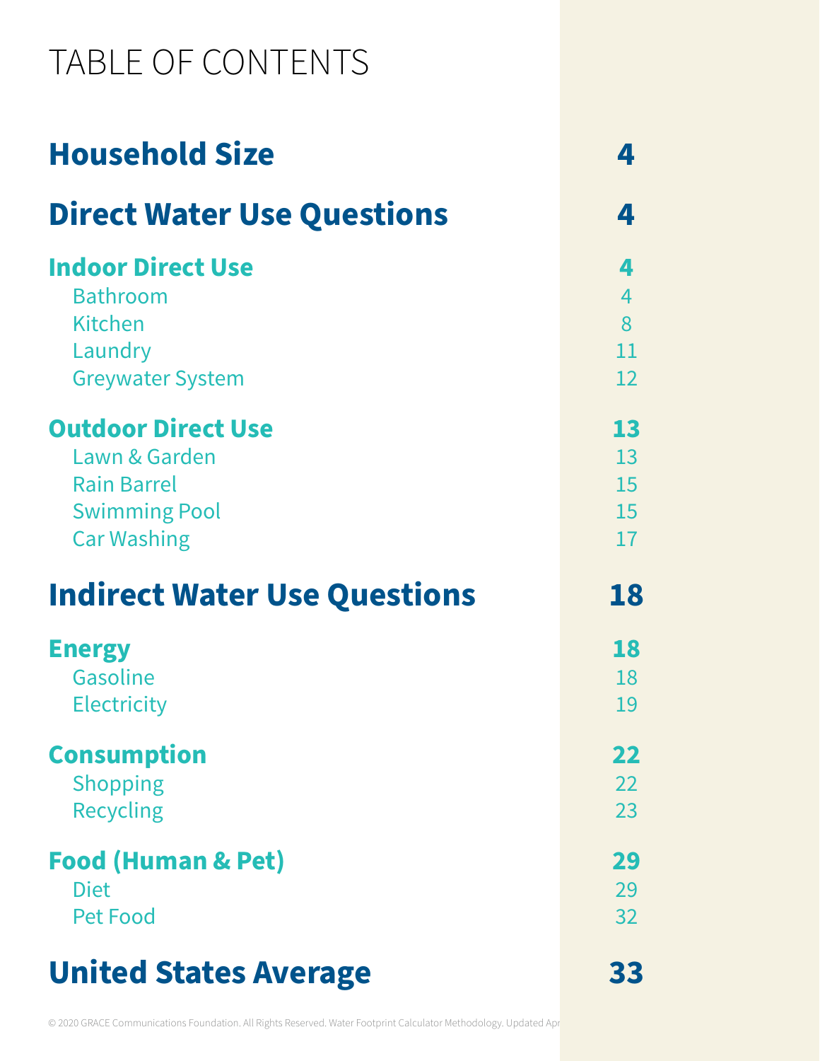# TABLE OF CONTENTS

| | |
|---|---|
| **Household Size** | **4** |
| **Direct Water Use Questions** | **4** |
| **Indoor Direct Use** | **4** |
| Bathroom | 4 |
| Kitchen | 8 |
| Laundry | 11 |
| Greywater System | 12 |
| **Outdoor Direct Use** | **13** |
| Lawn & Garden | 13 |
| Rain Barrel | 15 |
| Swimming Pool | 15 |
| Car Washing | 17 |
| **Indirect Water Use Questions** | **18** |
| **Energy** | **18** |
| Gasoline | 18 |
| Electricity | 19 |
| **Consumption** | **22** |
| Shopping | 22 |
| Recycling | 23 |
| **Food (Human & Pet)** | **29** |
| Diet | 29 |
| Pet Food | 32 |
| **United States Average** | **33** |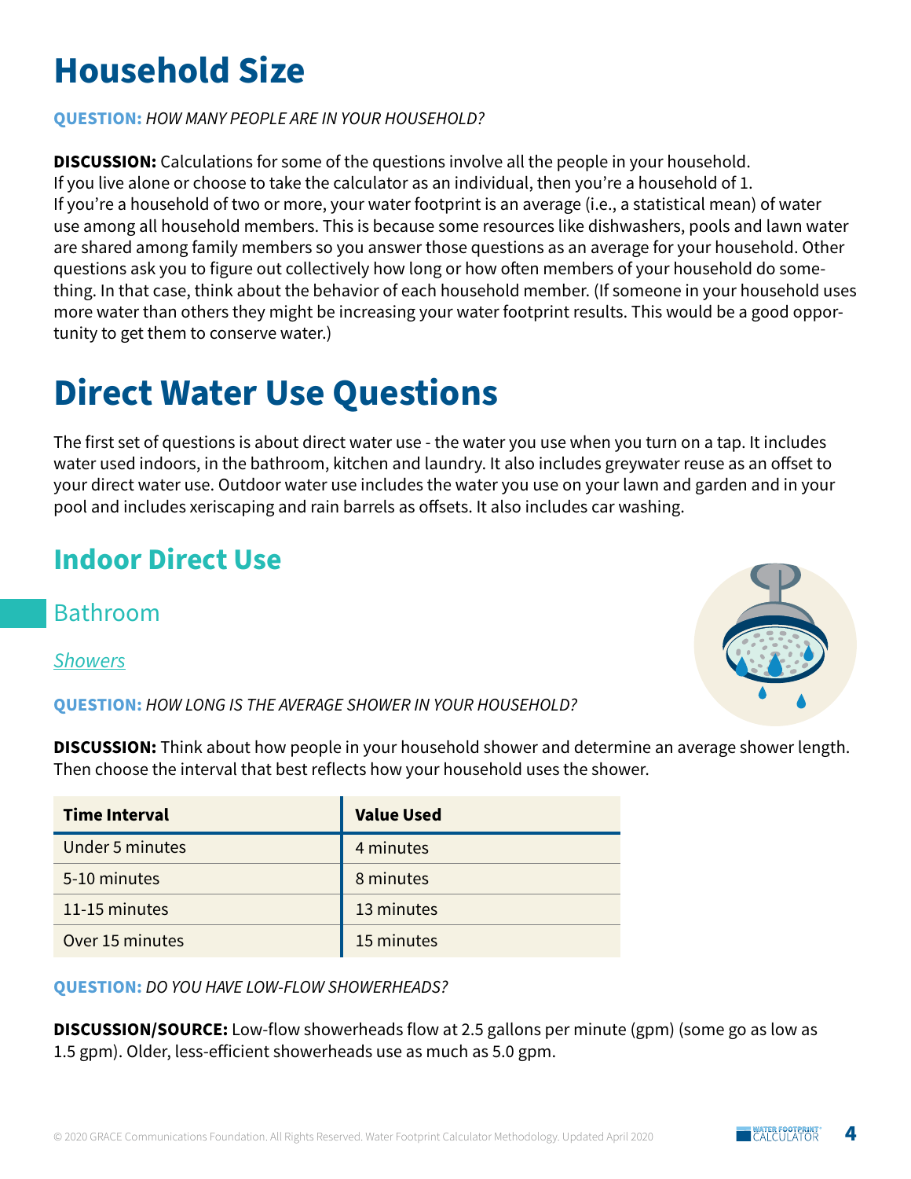# Household Size

**QUESTION:** *HOW MANY PEOPLE ARE IN YOUR HOUSEHOLD?*

**DISCUSSION:** Calculations for some of the questions involve all the people in your household. If you live alone or choose to take the calculator as an individual, then you're a household of 1. If you're a household of two or more, your water footprint is an average (i.e., a statistical mean) of water use among all household members. This is because some resources like dishwashers, pools and lawn water are shared among family members so you answer those questions as an average for your household. Other questions ask you to figure out collectively how long or how often members of your household do something. In that case, think about the behavior of each household member. (If someone in your household uses more water than others they might be increasing your water footprint results. This would be a good opportunity to get them to conserve water.)

# Direct Water Use Questions

The first set of questions is about direct water use - the water you use when you turn on a tap. It includes water used indoors, in the bathroom, kitchen and laundry. It also includes greywater reuse as an offset to your direct water use. Outdoor water use includes the water you use on your lawn and garden and in your pool and includes xeriscaping and rain barrels as offsets. It also includes car washing.

## Indoor Direct Use

### Bathroom

*Showers*

**QUESTION:** *HOW LONG IS THE AVERAGE SHOWER IN YOUR HOUSEHOLD?*

**DISCUSSION:** Think about how people in your household shower and determine an average shower length. Then choose the interval that best reflects how your household uses the shower.

| Time Interval | Value Used |
|---|---|
| Under 5 minutes | 4 minutes |
| 5-10 minutes | 8 minutes |
| 11-15 minutes | 13 minutes |
| Over 15 minutes | 15 minutes |

**QUESTION:** *DO YOU HAVE LOW-FLOW SHOWERHEADS?*

**DISCUSSION/SOURCE:** Low-flow showerheads flow at 2.5 gallons per minute (gpm) (some go as low as 1.5 gpm). Older, less-efficient showerheads use as much as 5.0 gpm.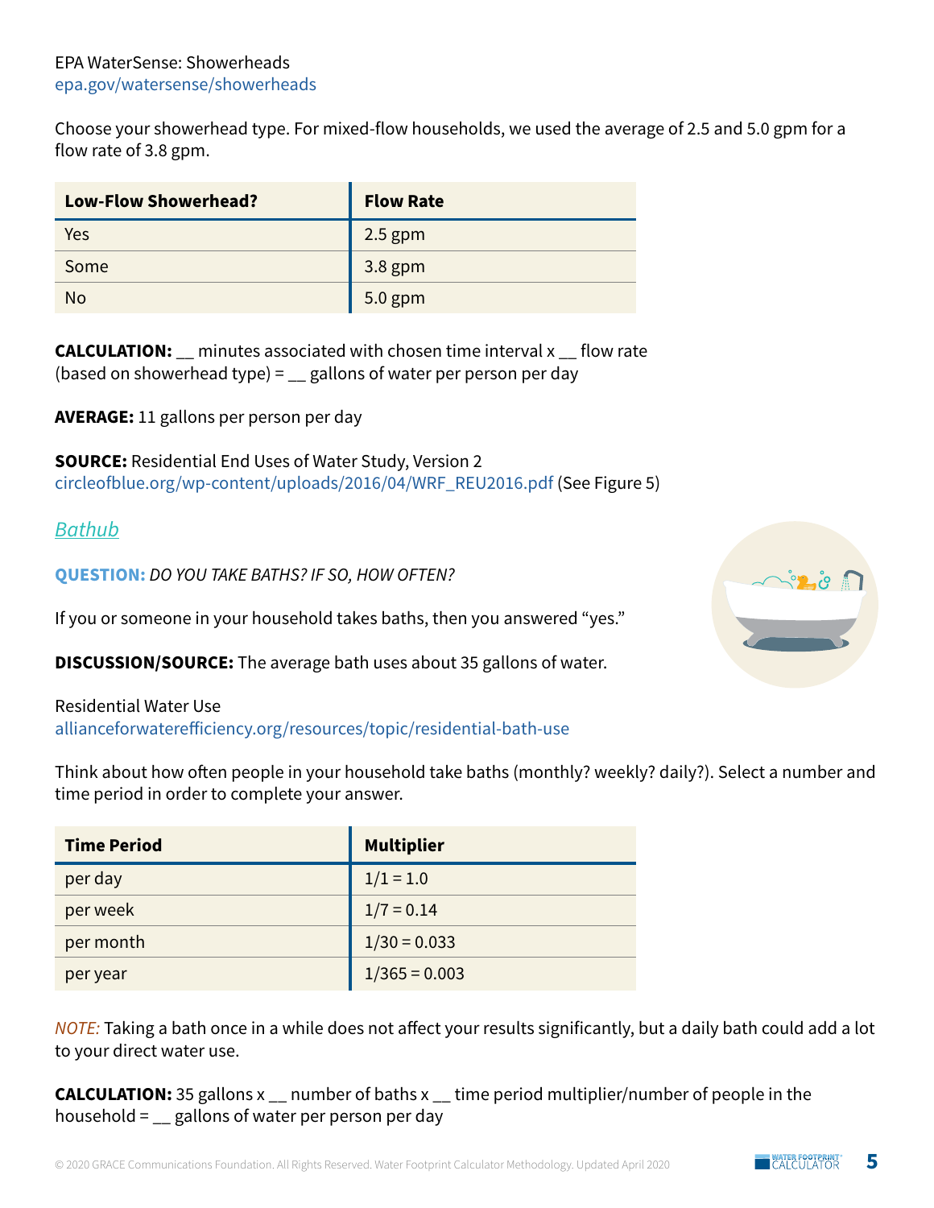EPA WaterSense: Showerheads
epa.gov/watersense/showerheads

Choose your showerhead type. For mixed-flow households, we used the average of 2.5 and 5.0 gpm for a flow rate of 3.8 gpm.

| Low-Flow Showerhead? | Flow Rate |
| --- | --- |
| Yes | 2.5 gpm |
| Some | 3.8 gpm |
| No | 5.0 gpm |

**CALCULATION:** __ minutes associated with chosen time interval x __ flow rate (based on showerhead type) = __ gallons of water per person per day

**AVERAGE:** 11 gallons per person per day

**SOURCE:** Residential End Uses of Water Study, Version 2
circleofblue.org/wp-content/uploads/2016/04/WRF_REU2016.pdf (See Figure 5)

### *Bathub*

**QUESTION:** *DO YOU TAKE BATHS? IF SO, HOW OFTEN?*

If you or someone in your household takes baths, then you answered "yes."

**DISCUSSION/SOURCE:** The average bath uses about 35 gallons of water.

Residential Water Use
allianceforwaterefficiency.org/resources/topic/residential-bath-use

Think about how often people in your household take baths (monthly? weekly? daily?). Select a number and time period in order to complete your answer.

| Time Period | Multiplier |
| --- | --- |
| per day | 1/1 = 1.0 |
| per week | 1/7 = 0.14 |
| per month | 1/30 = 0.033 |
| per year | 1/365 = 0.003 |

*NOTE:* Taking a bath once in a while does not affect your results significantly, but a daily bath could add a lot to your direct water use.

**CALCULATION:** 35 gallons x __ number of baths x __ time period multiplier/number of people in the household = __ gallons of water per person per day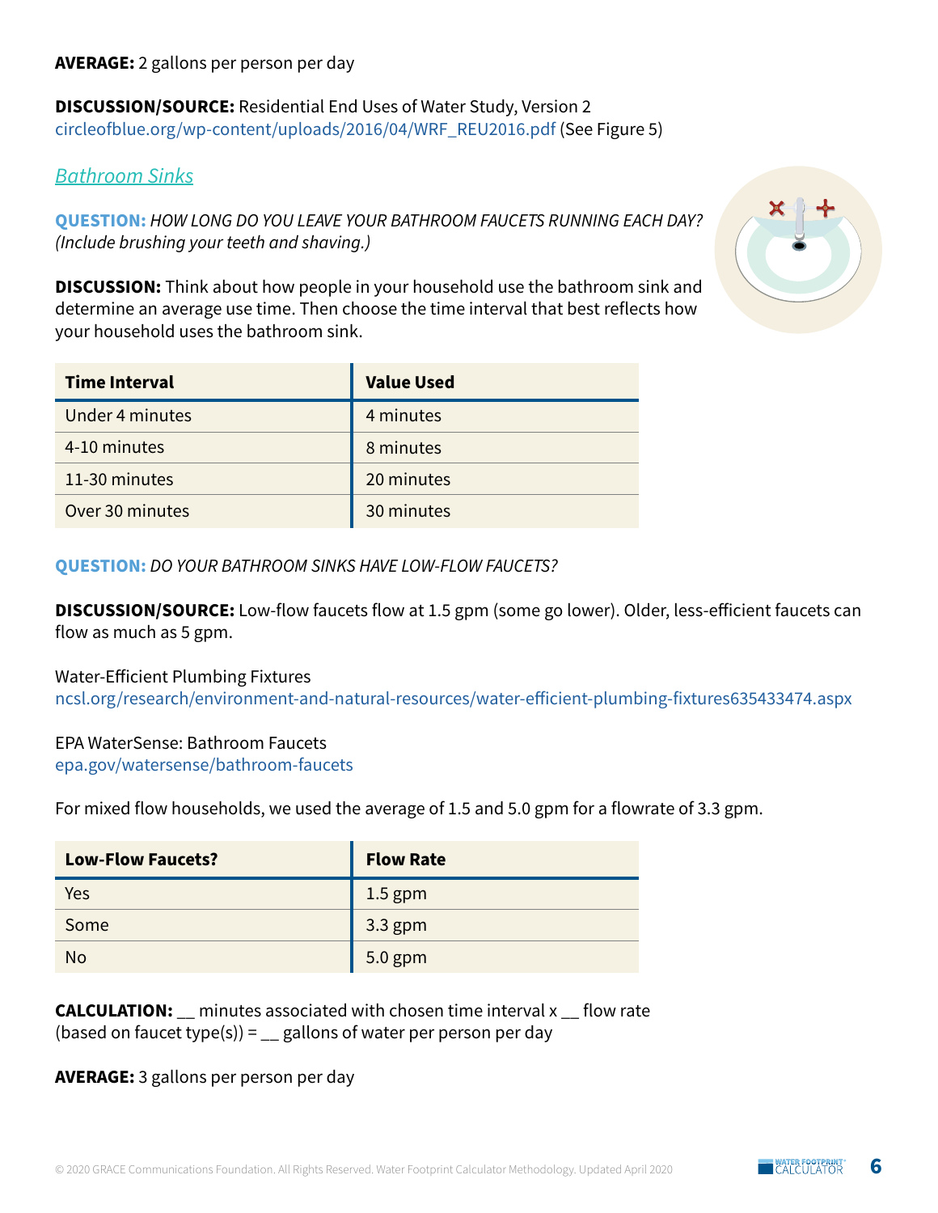**AVERAGE:** 2 gallons per person per day

**DISCUSSION/SOURCE:** Residential End Uses of Water Study, Version 2
circleofblue.org/wp-content/uploads/2016/04/WRF_REU2016.pdf (See Figure 5)

## *Bathroom Sinks*

**QUESTION:** *HOW LONG DO YOU LEAVE YOUR BATHROOM FAUCETS RUNNING EACH DAY? (Include brushing your teeth and shaving.)*

**DISCUSSION:** Think about how people in your household use the bathroom sink and determine an average use time. Then choose the time interval that best reflects how your household uses the bathroom sink.

| Time Interval | Value Used |
|---|---|
| Under 4 minutes | 4 minutes |
| 4-10 minutes | 8 minutes |
| 11-30 minutes | 20 minutes |
| Over 30 minutes | 30 minutes |

**QUESTION:** *DO YOUR BATHROOM SINKS HAVE LOW-FLOW FAUCETS?*

**DISCUSSION/SOURCE:** Low-flow faucets flow at 1.5 gpm (some go lower). Older, less-efficient faucets can flow as much as 5 gpm.

Water-Efficient Plumbing Fixtures
ncsl.org/research/environment-and-natural-resources/water-efficient-plumbing-fixtures635433474.aspx

EPA WaterSense: Bathroom Faucets
epa.gov/watersense/bathroom-faucets

For mixed flow households, we used the average of 1.5 and 5.0 gpm for a flowrate of 3.3 gpm.

| Low-Flow Faucets? | Flow Rate |
|---|---|
| Yes | 1.5 gpm |
| Some | 3.3 gpm |
| No | 5.0 gpm |

**CALCULATION:** __ minutes associated with chosen time interval x __ flow rate (based on faucet type(s)) = __ gallons of water per person per day

**AVERAGE:** 3 gallons per person per day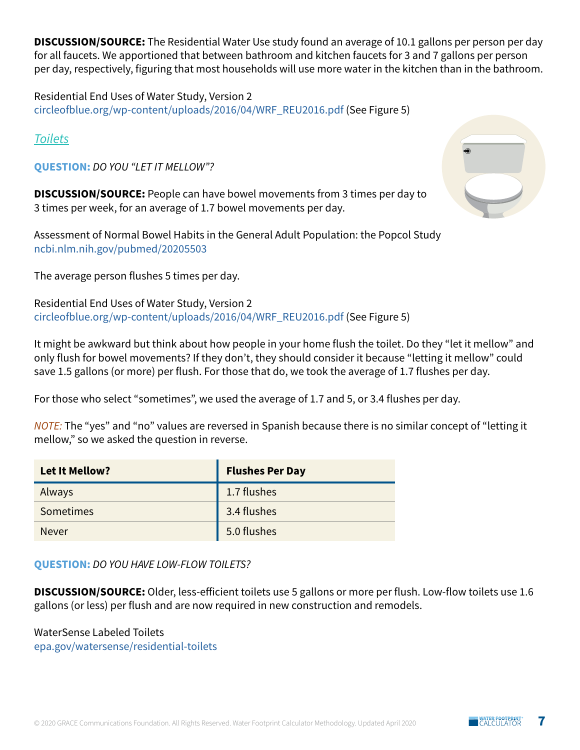**DISCUSSION/SOURCE:** The Residential Water Use study found an average of 10.1 gallons per person per day for all faucets. We apportioned that between bathroom and kitchen faucets for 3 and 7 gallons per person per day, respectively, figuring that most households will use more water in the kitchen than in the bathroom.

Residential End Uses of Water Study, Version 2
circleofblue.org/wp-content/uploads/2016/04/WRF_REU2016.pdf (See Figure 5)

## *Toilets*

**QUESTION:** *DO YOU "LET IT MELLOW"?*

**DISCUSSION/SOURCE:** People can have bowel movements from 3 times per day to 3 times per week, for an average of 1.7 bowel movements per day.

Assessment of Normal Bowel Habits in the General Adult Population: the Popcol Study
ncbi.nlm.nih.gov/pubmed/20205503

The average person flushes 5 times per day.

Residential End Uses of Water Study, Version 2
circleofblue.org/wp-content/uploads/2016/04/WRF_REU2016.pdf (See Figure 5)

It might be awkward but think about how people in your home flush the toilet. Do they "let it mellow" and only flush for bowel movements? If they don't, they should consider it because "letting it mellow" could save 1.5 gallons (or more) per flush. For those that do, we took the average of 1.7 flushes per day.

For those who select "sometimes", we used the average of 1.7 and 5, or 3.4 flushes per day.

*NOTE:* The "yes" and "no" values are reversed in Spanish because there is no similar concept of "letting it mellow," so we asked the question in reverse.

| Let It Mellow? | Flushes Per Day |
|---|---|
| Always | 1.7 flushes |
| Sometimes | 3.4 flushes |
| Never | 5.0 flushes |

**QUESTION:** *DO YOU HAVE LOW-FLOW TOILETS?*

**DISCUSSION/SOURCE:** Older, less-efficient toilets use 5 gallons or more per flush. Low-flow toilets use 1.6 gallons (or less) per flush and are now required in new construction and remodels.

WaterSense Labeled Toilets
epa.gov/watersense/residential-toilets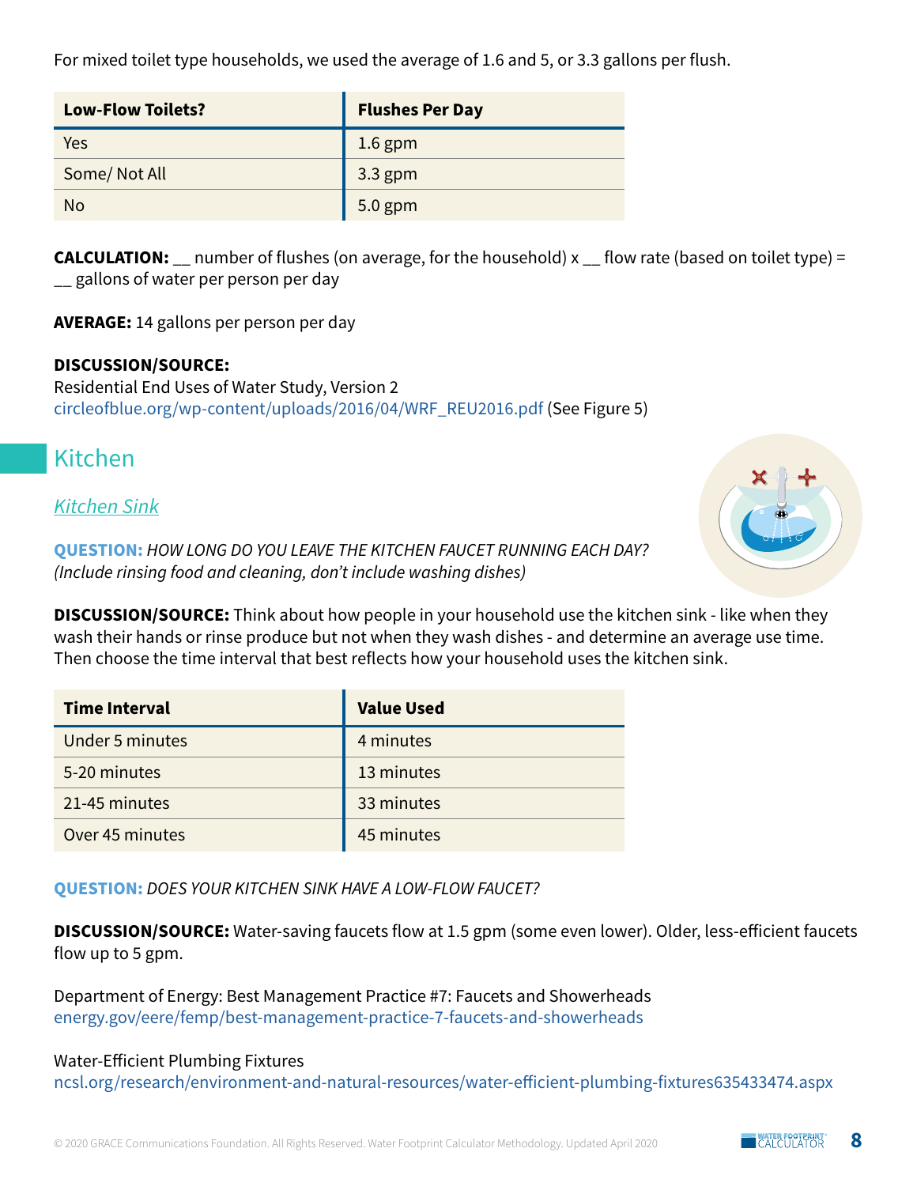For mixed toilet type households, we used the average of 1.6 and 5, or 3.3 gallons per flush.

| Low-Flow Toilets? | Flushes Per Day |
|---|---|
| Yes | 1.6 gpm |
| Some/ Not All | 3.3 gpm |
| No | 5.0 gpm |

**CALCULATION:** __ number of flushes (on average, for the household) x __ flow rate (based on toilet type) = __ gallons of water per person per day

**AVERAGE:** 14 gallons per person per day

**DISCUSSION/SOURCE:**
Residential End Uses of Water Study, Version 2
circleofblue.org/wp-content/uploads/2016/04/WRF_REU2016.pdf (See Figure 5)

## Kitchen

### *Kitchen Sink*

**QUESTION:** *HOW LONG DO YOU LEAVE THE KITCHEN FAUCET RUNNING EACH DAY? (Include rinsing food and cleaning, don't include washing dishes)*

**DISCUSSION/SOURCE:** Think about how people in your household use the kitchen sink - like when they wash their hands or rinse produce but not when they wash dishes - and determine an average use time. Then choose the time interval that best reflects how your household uses the kitchen sink.

| Time Interval | Value Used |
|---|---|
| Under 5 minutes | 4 minutes |
| 5-20 minutes | 13 minutes |
| 21-45 minutes | 33 minutes |
| Over 45 minutes | 45 minutes |

**QUESTION:** *DOES YOUR KITCHEN SINK HAVE A LOW-FLOW FAUCET?*

**DISCUSSION/SOURCE:** Water-saving faucets flow at 1.5 gpm (some even lower). Older, less-efficient faucets flow up to 5 gpm.

Department of Energy: Best Management Practice #7: Faucets and Showerheads
energy.gov/eere/femp/best-management-practice-7-faucets-and-showerheads

Water-Efficient Plumbing Fixtures
ncsl.org/research/environment-and-natural-resources/water-efficient-plumbing-fixtures635433474.aspx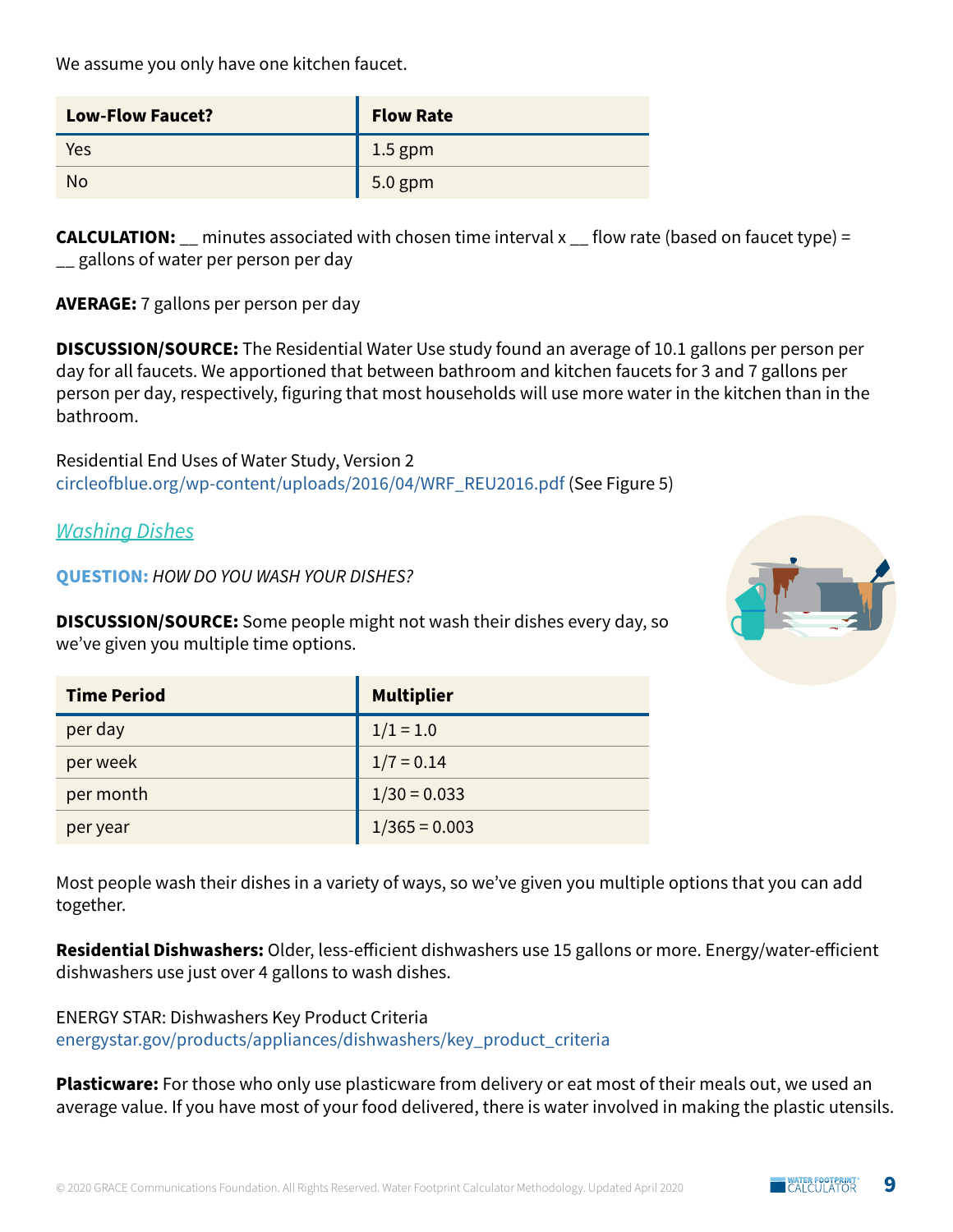We assume you only have one kitchen faucet.

| Low-Flow Faucet? | Flow Rate |
| --- | --- |
| Yes | 1.5 gpm |
| No | 5.0 gpm |

**CALCULATION:** __ minutes associated with chosen time interval x __ flow rate (based on faucet type) = __ gallons of water per person per day

**AVERAGE:** 7 gallons per person per day

**DISCUSSION/SOURCE:** The Residential Water Use study found an average of 10.1 gallons per person per day for all faucets. We apportioned that between bathroom and kitchen faucets for 3 and 7 gallons per person per day, respectively, figuring that most households will use more water in the kitchen than in the bathroom.

Residential End Uses of Water Study, Version 2
circleofblue.org/wp-content/uploads/2016/04/WRF_REU2016.pdf (See Figure 5)

## *Washing Dishes*

**QUESTION:** *HOW DO YOU WASH YOUR DISHES?*

**DISCUSSION/SOURCE:** Some people might not wash their dishes every day, so we've given you multiple time options.

| Time Period | Multiplier |
| --- | --- |
| per day | 1/1 = 1.0 |
| per week | 1/7 = 0.14 |
| per month | 1/30 = 0.033 |
| per year | 1/365 = 0.003 |

Most people wash their dishes in a variety of ways, so we've given you multiple options that you can add together.

**Residential Dishwashers:** Older, less-efficient dishwashers use 15 gallons or more. Energy/water-efficient dishwashers use just over 4 gallons to wash dishes.

ENERGY STAR: Dishwashers Key Product Criteria
energystar.gov/products/appliances/dishwashers/key_product_criteria

**Plasticware:** For those who only use plasticware from delivery or eat most of their meals out, we used an average value. If you have most of your food delivered, there is water involved in making the plastic utensils.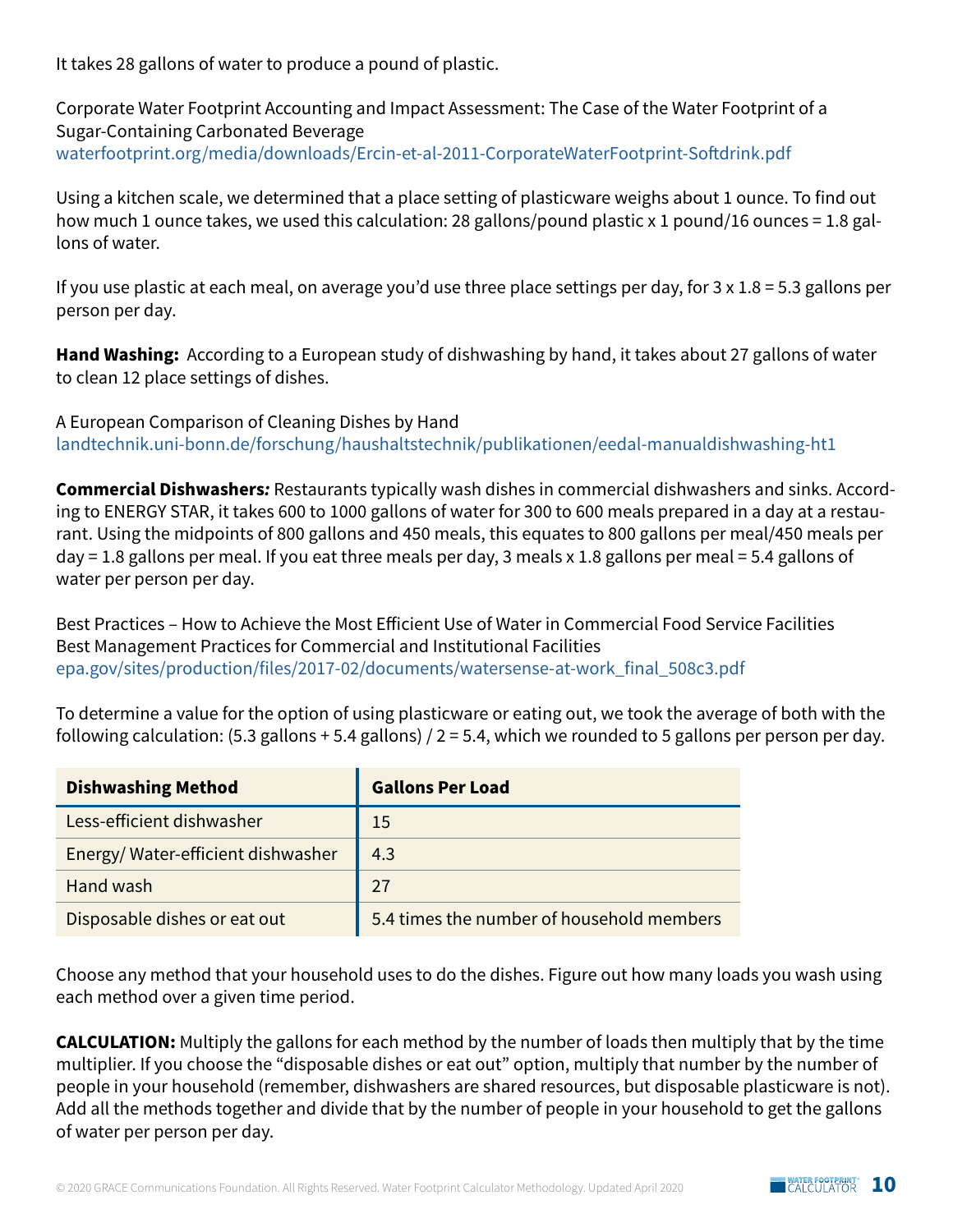It takes 28 gallons of water to produce a pound of plastic.

Corporate Water Footprint Accounting and Impact Assessment: The Case of the Water Footprint of a Sugar-Containing Carbonated Beverage
waterfootprint.org/media/downloads/Ercin-et-al-2011-CorporateWaterFootprint-Softdrink.pdf

Using a kitchen scale, we determined that a place setting of plasticware weighs about 1 ounce. To find out how much 1 ounce takes, we used this calculation: 28 gallons/pound plastic x 1 pound/16 ounces = 1.8 gallons of water.

If you use plastic at each meal, on average you'd use three place settings per day, for 3 x 1.8 = 5.3 gallons per person per day.

**Hand Washing:** According to a European study of dishwashing by hand, it takes about 27 gallons of water to clean 12 place settings of dishes.

A European Comparison of Cleaning Dishes by Hand
landtechnik.uni-bonn.de/forschung/haushaltstechnik/publikationen/eedal-manualdishwashing-ht1

**Commercial Dishwashers*:*** Restaurants typically wash dishes in commercial dishwashers and sinks. According to ENERGY STAR, it takes 600 to 1000 gallons of water for 300 to 600 meals prepared in a day at a restaurant. Using the midpoints of 800 gallons and 450 meals, this equates to 800 gallons per meal/450 meals per day = 1.8 gallons per meal. If you eat three meals per day, 3 meals x 1.8 gallons per meal = 5.4 gallons of water per person per day.

Best Practices – How to Achieve the Most Efficient Use of Water in Commercial Food Service Facilities
Best Management Practices for Commercial and Institutional Facilities
epa.gov/sites/production/files/2017-02/documents/watersense-at-work_final_508c3.pdf

To determine a value for the option of using plasticware or eating out, we took the average of both with the following calculation: (5.3 gallons + 5.4 gallons) / 2 = 5.4, which we rounded to 5 gallons per person per day.

| Dishwashing Method | Gallons Per Load |
|---|---|
| Less-efficient dishwasher | 15 |
| Energy/ Water-efficient dishwasher | 4.3 |
| Hand wash | 27 |
| Disposable dishes or eat out | 5.4 times the number of household members |

Choose any method that your household uses to do the dishes. Figure out how many loads you wash using each method over a given time period.

**CALCULATION:** Multiply the gallons for each method by the number of loads then multiply that by the time multiplier. If you choose the "disposable dishes or eat out" option, multiply that number by the number of people in your household (remember, dishwashers are shared resources, but disposable plasticware is not). Add all the methods together and divide that by the number of people in your household to get the gallons of water per person per day.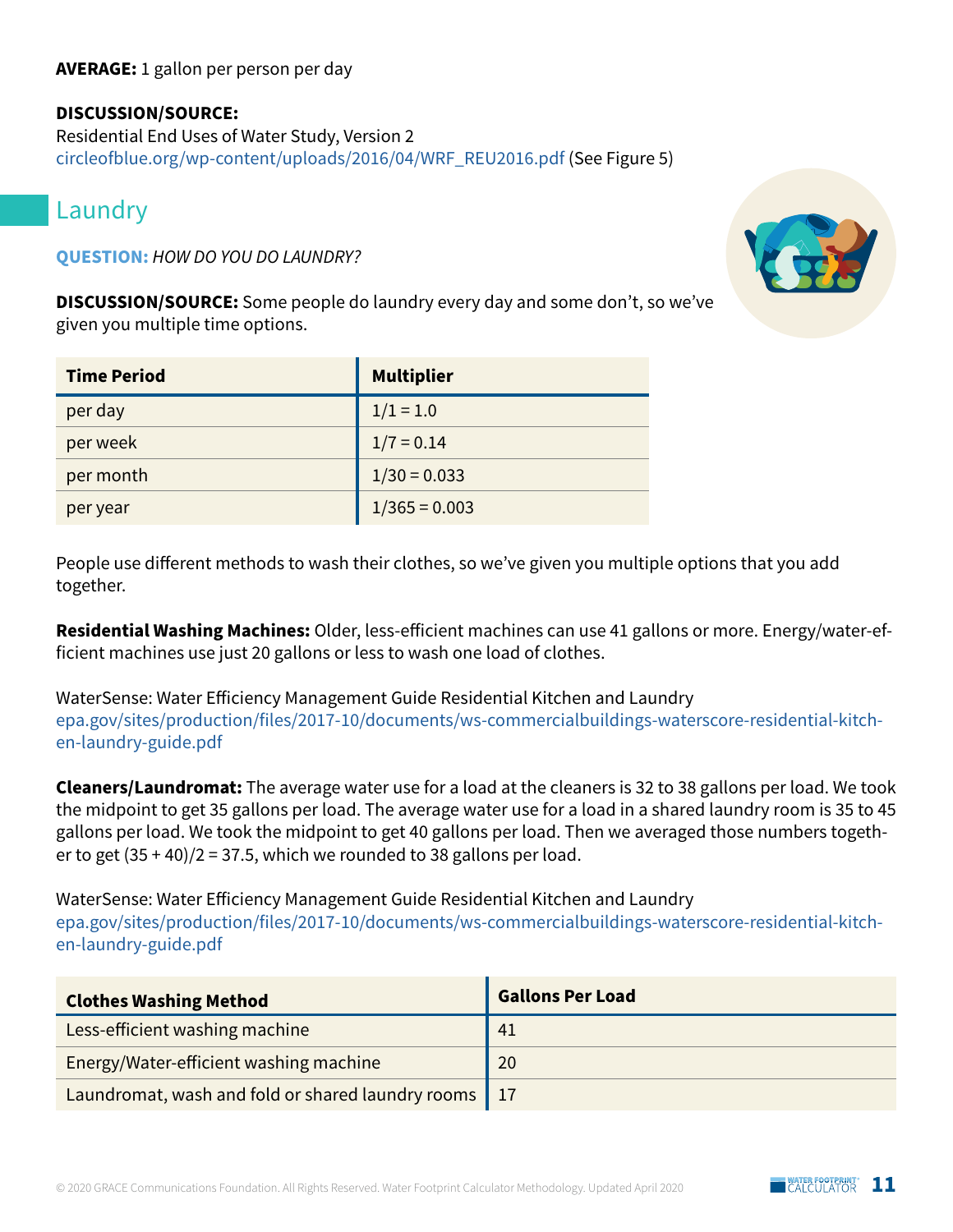**AVERAGE:** 1 gallon per person per day

**DISCUSSION/SOURCE:**
Residential End Uses of Water Study, Version 2
circleofblue.org/wp-content/uploads/2016/04/WRF_REU2016.pdf (See Figure 5)

## Laundry

**QUESTION:** *HOW DO YOU DO LAUNDRY?*

**DISCUSSION/SOURCE:** Some people do laundry every day and some don't, so we've given you multiple time options.

| Time Period | Multiplier |
|---|---|
| per day | 1/1 = 1.0 |
| per week | 1/7 = 0.14 |
| per month | 1/30 = 0.033 |
| per year | 1/365 = 0.003 |

People use different methods to wash their clothes, so we've given you multiple options that you add together.

**Residential Washing Machines:** Older, less-efficient machines can use 41 gallons or more. Energy/water-efficient machines use just 20 gallons or less to wash one load of clothes.

WaterSense: Water Efficiency Management Guide Residential Kitchen and Laundry
epa.gov/sites/production/files/2017-10/documents/ws-commercialbuildings-waterscore-residential-kitchen-laundry-guide.pdf

**Cleaners/Laundromat:** The average water use for a load at the cleaners is 32 to 38 gallons per load. We took the midpoint to get 35 gallons per load. The average water use for a load in a shared laundry room is 35 to 45 gallons per load. We took the midpoint to get 40 gallons per load. Then we averaged those numbers together to get (35 + 40)/2 = 37.5, which we rounded to 38 gallons per load.

WaterSense: Water Efficiency Management Guide Residential Kitchen and Laundry
epa.gov/sites/production/files/2017-10/documents/ws-commercialbuildings-waterscore-residential-kitchen-laundry-guide.pdf

| Clothes Washing Method | Gallons Per Load |
|---|---|
| Less-efficient washing machine | 41 |
| Energy/Water-efficient washing machine | 20 |
| Laundromat, wash and fold or shared laundry rooms | 17 |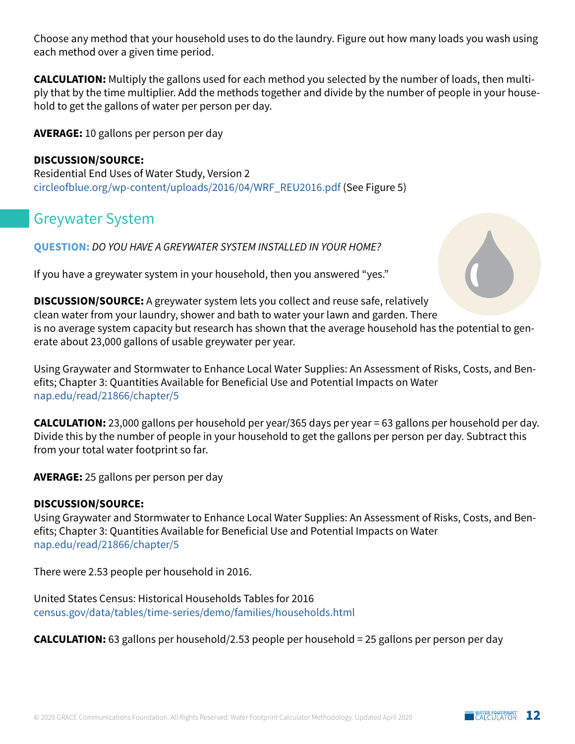Choose any method that your household uses to do the laundry. Figure out how many loads you wash using each method over a given time period.

**CALCULATION:** Multiply the gallons used for each method you selected by the number of loads, then multiply that by the time multiplier. Add the methods together and divide by the number of people in your household to get the gallons of water per person per day.

**AVERAGE:** 10 gallons per person per day

**DISCUSSION/SOURCE:**
Residential End Uses of Water Study, Version 2
circleofblue.org/wp-content/uploads/2016/04/WRF_REU2016.pdf (See Figure 5)

## Greywater System

**QUESTION:** *DO YOU HAVE A GREYWATER SYSTEM INSTALLED IN YOUR HOME?*

If you have a greywater system in your household, then you answered "yes."

**DISCUSSION/SOURCE:** A greywater system lets you collect and reuse safe, relatively clean water from your laundry, shower and bath to water your lawn and garden. There is no average system capacity but research has shown that the average household has the potential to generate about 23,000 gallons of usable greywater per year.

Using Graywater and Stormwater to Enhance Local Water Supplies: An Assessment of Risks, Costs, and Benefits; Chapter 3: Quantities Available for Beneficial Use and Potential Impacts on Water
nap.edu/read/21866/chapter/5

**CALCULATION:** 23,000 gallons per household per year/365 days per year = 63 gallons per household per day. Divide this by the number of people in your household to get the gallons per person per day. Subtract this from your total water footprint so far.

**AVERAGE:** 25 gallons per person per day

**DISCUSSION/SOURCE:**
Using Graywater and Stormwater to Enhance Local Water Supplies: An Assessment of Risks, Costs, and Benefits; Chapter 3: Quantities Available for Beneficial Use and Potential Impacts on Water
nap.edu/read/21866/chapter/5

There were 2.53 people per household in 2016.

United States Census: Historical Households Tables for 2016
census.gov/data/tables/time-series/demo/families/households.html

**CALCULATION:** 63 gallons per household/2.53 people per household = 25 gallons per person per day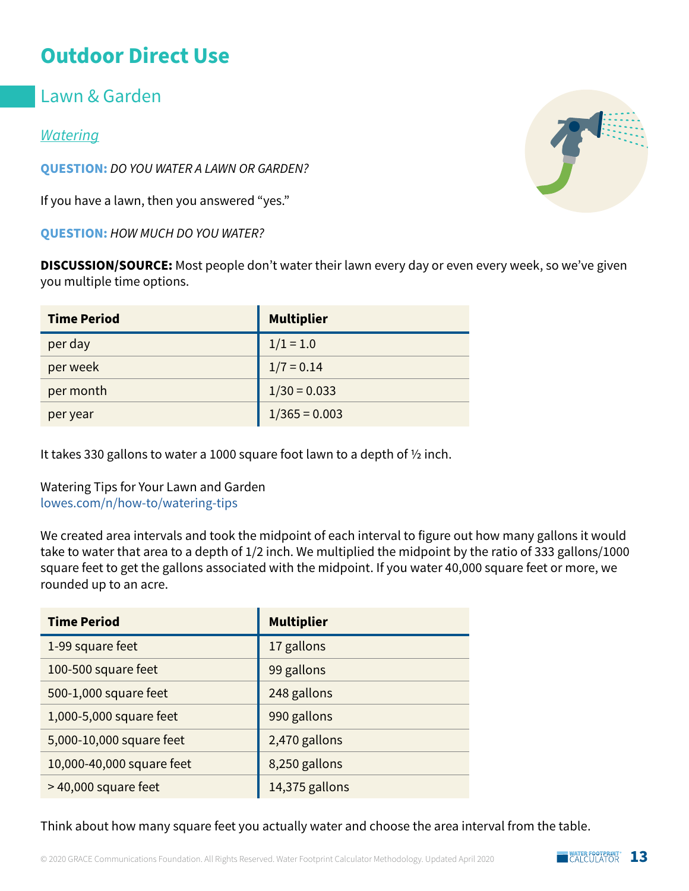# Outdoor Direct Use

## Lawn & Garden

### *Watering*

**QUESTION:** *DO YOU WATER A LAWN OR GARDEN?*

If you have a lawn, then you answered "yes."

**QUESTION:** *HOW MUCH DO YOU WATER?*

**DISCUSSION/SOURCE:** Most people don't water their lawn every day or even every week, so we've given you multiple time options.

| Time Period | Multiplier |
|---|---|
| per day | 1/1 = 1.0 |
| per week | 1/7 = 0.14 |
| per month | 1/30 = 0.033 |
| per year | 1/365 = 0.003 |

It takes 330 gallons to water a 1000 square foot lawn to a depth of ½ inch.

Watering Tips for Your Lawn and Garden
lowes.com/n/how-to/watering-tips

We created area intervals and took the midpoint of each interval to figure out how many gallons it would take to water that area to a depth of 1/2 inch. We multiplied the midpoint by the ratio of 333 gallons/1000 square feet to get the gallons associated with the midpoint. If you water 40,000 square feet or more, we rounded up to an acre.

| Time Period | Multiplier |
|---|---|
| 1-99 square feet | 17 gallons |
| 100-500 square feet | 99 gallons |
| 500-1,000 square feet | 248 gallons |
| 1,000-5,000 square feet | 990 gallons |
| 5,000-10,000 square feet | 2,470 gallons |
| 10,000-40,000 square feet | 8,250 gallons |
| > 40,000 square feet | 14,375 gallons |

Think about how many square feet you actually water and choose the area interval from the table.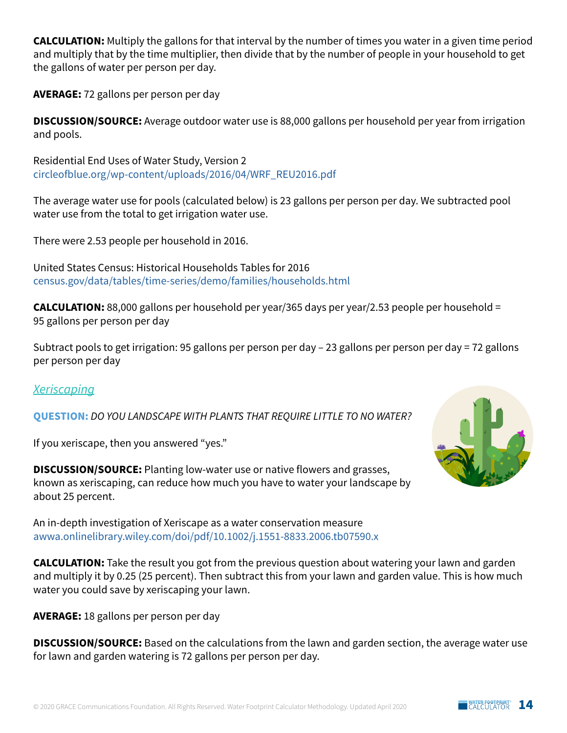**CALCULATION:** Multiply the gallons for that interval by the number of times you water in a given time period and multiply that by the time multiplier, then divide that by the number of people in your household to get the gallons of water per person per day.

**AVERAGE:** 72 gallons per person per day

**DISCUSSION/SOURCE:** Average outdoor water use is 88,000 gallons per household per year from irrigation and pools.

Residential End Uses of Water Study, Version 2
circleofblue.org/wp-content/uploads/2016/04/WRF_REU2016.pdf

The average water use for pools (calculated below) is 23 gallons per person per day. We subtracted pool water use from the total to get irrigation water use.

There were 2.53 people per household in 2016.

United States Census: Historical Households Tables for 2016
census.gov/data/tables/time-series/demo/families/households.html

**CALCULATION:** 88,000 gallons per household per year/365 days per year/2.53 people per household = 95 gallons per person per day

Subtract pools to get irrigation: 95 gallons per person per day – 23 gallons per person per day = 72 gallons per person per day

## *Xeriscaping*

**QUESTION:** *DO YOU LANDSCAPE WITH PLANTS THAT REQUIRE LITTLE TO NO WATER?*

If you xeriscape, then you answered "yes."

**DISCUSSION/SOURCE:** Planting low-water use or native flowers and grasses, known as xeriscaping, can reduce how much you have to water your landscape by about 25 percent.

An in-depth investigation of Xeriscape as a water conservation measure
awwa.onlinelibrary.wiley.com/doi/pdf/10.1002/j.1551-8833.2006.tb07590.x

**CALCULATION:** Take the result you got from the previous question about watering your lawn and garden and multiply it by 0.25 (25 percent). Then subtract this from your lawn and garden value. This is how much water you could save by xeriscaping your lawn.

**AVERAGE:** 18 gallons per person per day

**DISCUSSION/SOURCE:** Based on the calculations from the lawn and garden section, the average water use for lawn and garden watering is 72 gallons per person per day.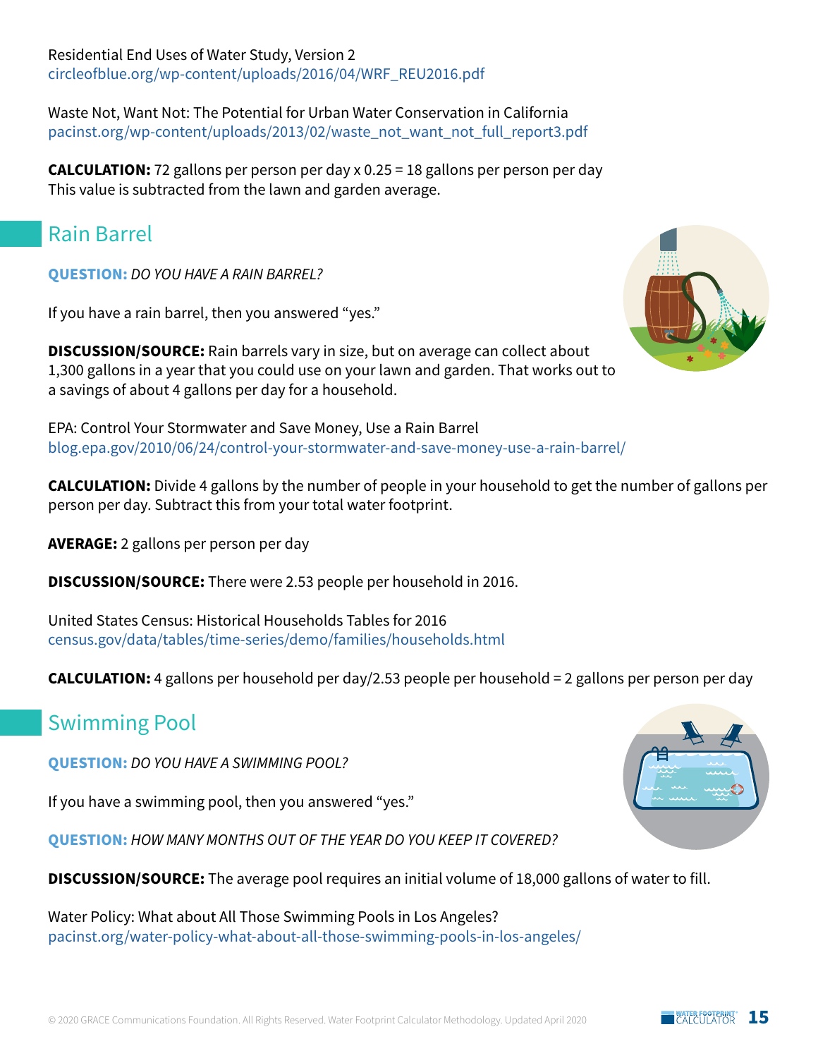Residential End Uses of Water Study, Version 2
circleofblue.org/wp-content/uploads/2016/04/WRF_REU2016.pdf

Waste Not, Want Not: The Potential for Urban Water Conservation in California
pacinst.org/wp-content/uploads/2013/02/waste_not_want_not_full_report3.pdf

**CALCULATION:** 72 gallons per person per day x 0.25 = 18 gallons per person per day
This value is subtracted from the lawn and garden average.

## Rain Barrel

**QUESTION:** *DO YOU HAVE A RAIN BARREL?*

If you have a rain barrel, then you answered "yes."

**DISCUSSION/SOURCE:** Rain barrels vary in size, but on average can collect about 1,300 gallons in a year that you could use on your lawn and garden. That works out to a savings of about 4 gallons per day for a household.

EPA: Control Your Stormwater and Save Money, Use a Rain Barrel
blog.epa.gov/2010/06/24/control-your-stormwater-and-save-money-use-a-rain-barrel/

**CALCULATION:** Divide 4 gallons by the number of people in your household to get the number of gallons per person per day. Subtract this from your total water footprint.

**AVERAGE:** 2 gallons per person per day

**DISCUSSION/SOURCE:** There were 2.53 people per household in 2016.

United States Census: Historical Households Tables for 2016
census.gov/data/tables/time-series/demo/families/households.html

**CALCULATION:** 4 gallons per household per day/2.53 people per household = 2 gallons per person per day

## Swimming Pool

**QUESTION:** *DO YOU HAVE A SWIMMING POOL?*

If you have a swimming pool, then you answered "yes."

**QUESTION:** *HOW MANY MONTHS OUT OF THE YEAR DO YOU KEEP IT COVERED?*

**DISCUSSION/SOURCE:** The average pool requires an initial volume of 18,000 gallons of water to fill.

Water Policy: What about All Those Swimming Pools in Los Angeles?
pacinst.org/water-policy-what-about-all-those-swimming-pools-in-los-angeles/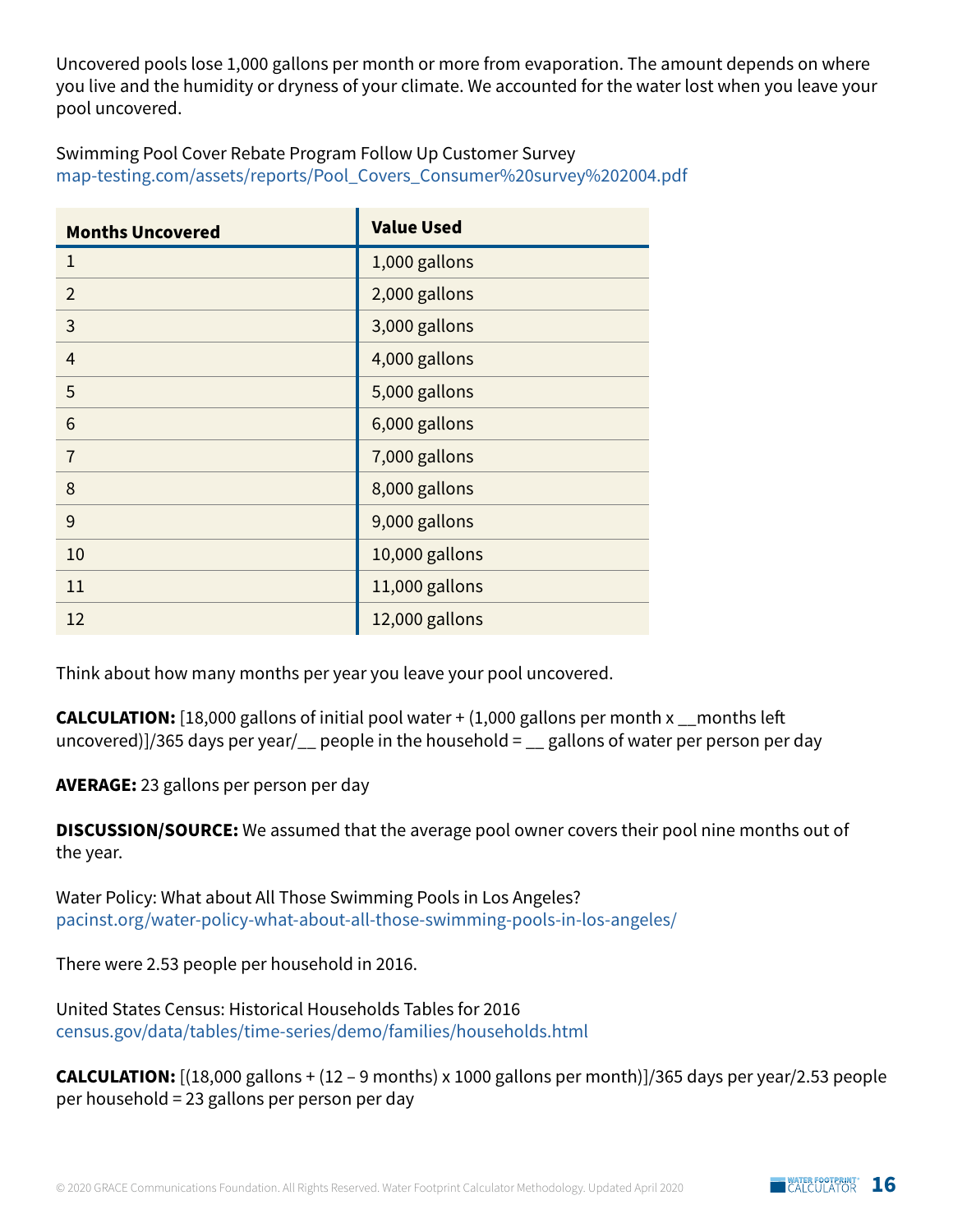Uncovered pools lose 1,000 gallons per month or more from evaporation. The amount depends on where you live and the humidity or dryness of your climate. We accounted for the water lost when you leave your pool uncovered.

Swimming Pool Cover Rebate Program Follow Up Customer Survey
map-testing.com/assets/reports/Pool_Covers_Consumer%20survey%202004.pdf

| Months Uncovered | Value Used |
|---|---|
| 1 | 1,000 gallons |
| 2 | 2,000 gallons |
| 3 | 3,000 gallons |
| 4 | 4,000 gallons |
| 5 | 5,000 gallons |
| 6 | 6,000 gallons |
| 7 | 7,000 gallons |
| 8 | 8,000 gallons |
| 9 | 9,000 gallons |
| 10 | 10,000 gallons |
| 11 | 11,000 gallons |
| 12 | 12,000 gallons |

Think about how many months per year you leave your pool uncovered.

**CALCULATION:** [18,000 gallons of initial pool water + (1,000 gallons per month x __months left uncovered)]/365 days per year/__ people in the household = __ gallons of water per person per day

**AVERAGE:** 23 gallons per person per day

**DISCUSSION/SOURCE:** We assumed that the average pool owner covers their pool nine months out of the year.

Water Policy: What about All Those Swimming Pools in Los Angeles?
pacinst.org/water-policy-what-about-all-those-swimming-pools-in-los-angeles/

There were 2.53 people per household in 2016.

United States Census: Historical Households Tables for 2016
census.gov/data/tables/time-series/demo/families/households.html

**CALCULATION:** [(18,000 gallons + (12 – 9 months) x 1000 gallons per month)]/365 days per year/2.53 people per household = 23 gallons per person per day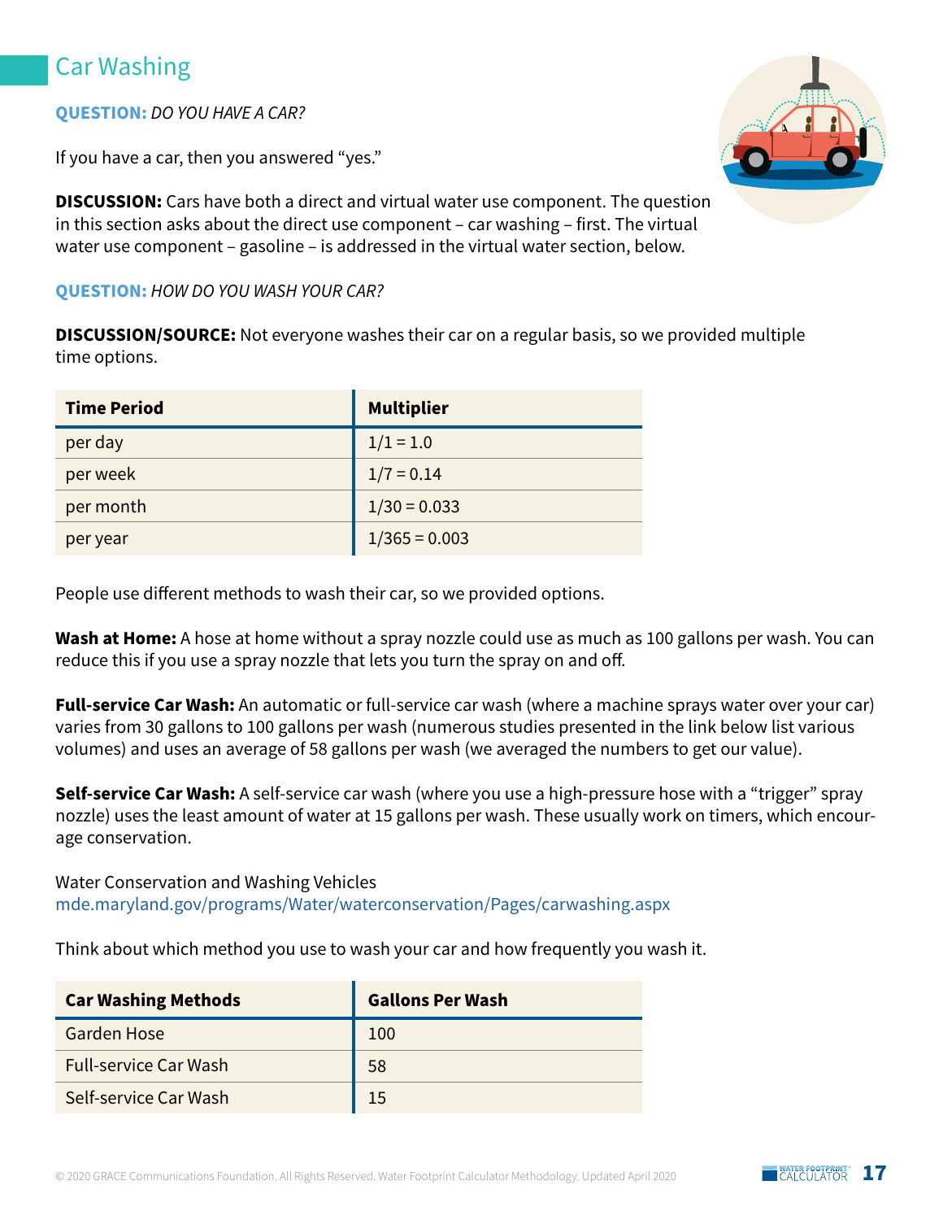## Car Washing

**QUESTION:** *DO YOU HAVE A CAR?*

If you have a car, then you answered "yes."

**DISCUSSION:** Cars have both a direct and virtual water use component. The question in this section asks about the direct use component – car washing – first. The virtual water use component – gasoline – is addressed in the virtual water section, below.

**QUESTION:** *HOW DO YOU WASH YOUR CAR?*

**DISCUSSION/SOURCE:** Not everyone washes their car on a regular basis, so we provided multiple time options.

| Time Period | Multiplier |
|---|---|
| per day | 1/1 = 1.0 |
| per week | 1/7 = 0.14 |
| per month | 1/30 = 0.033 |
| per year | 1/365 = 0.003 |

People use different methods to wash their car, so we provided options.

**Wash at Home:** A hose at home without a spray nozzle could use as much as 100 gallons per wash. You can reduce this if you use a spray nozzle that lets you turn the spray on and off.

**Full-service Car Wash:** An automatic or full-service car wash (where a machine sprays water over your car) varies from 30 gallons to 100 gallons per wash (numerous studies presented in the link below list various volumes) and uses an average of 58 gallons per wash (we averaged the numbers to get our value).

**Self-service Car Wash:** A self-service car wash (where you use a high-pressure hose with a "trigger" spray nozzle) uses the least amount of water at 15 gallons per wash. These usually work on timers, which encourage conservation.

Water Conservation and Washing Vehicles
mde.maryland.gov/programs/Water/waterconservation/Pages/carwashing.aspx

Think about which method you use to wash your car and how frequently you wash it.

| Car Washing Methods | Gallons Per Wash |
|---|---|
| Garden Hose | 100 |
| Full-service Car Wash | 58 |
| Self-service Car Wash | 15 |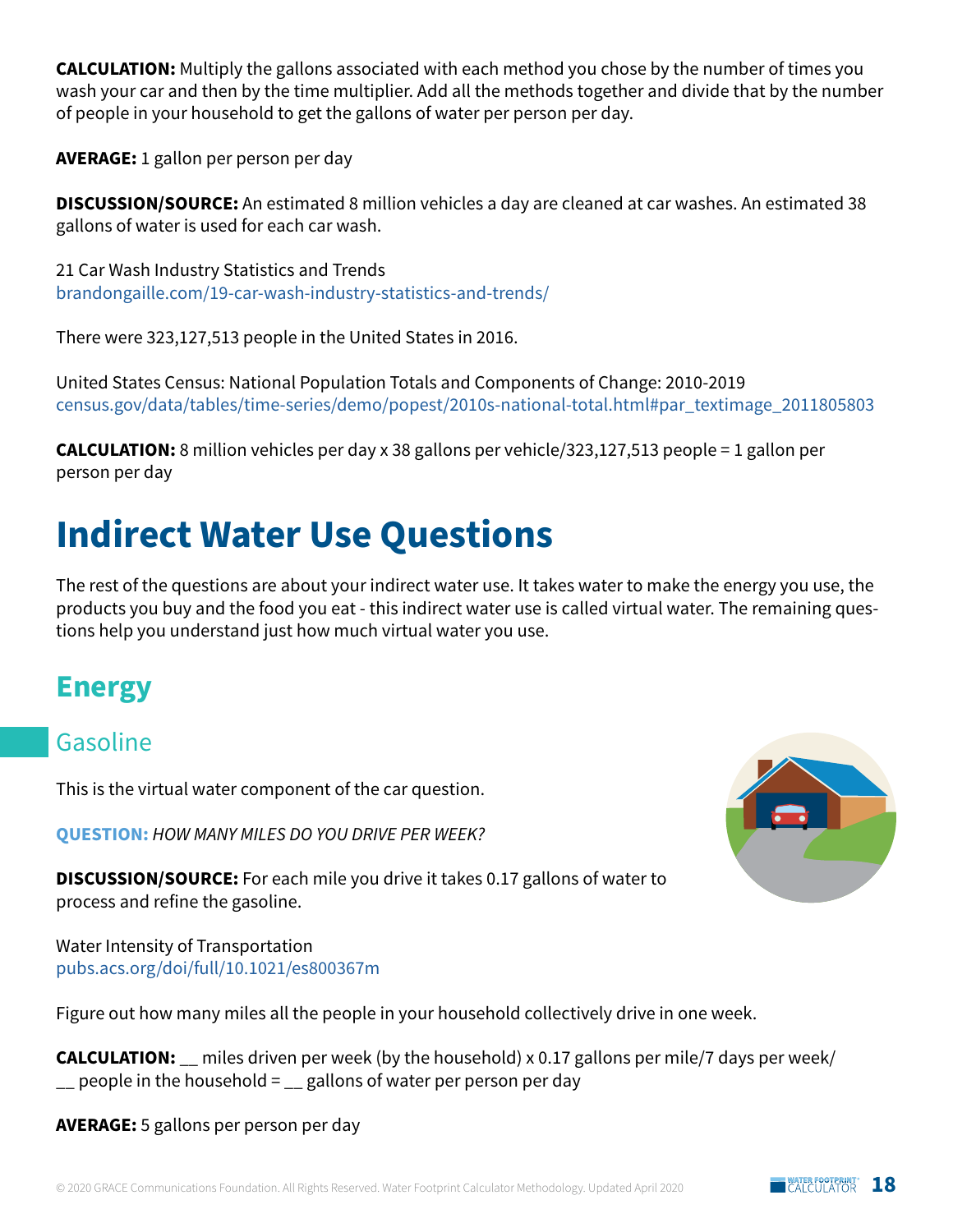**CALCULATION:** Multiply the gallons associated with each method you chose by the number of times you wash your car and then by the time multiplier. Add all the methods together and divide that by the number of people in your household to get the gallons of water per person per day.

**AVERAGE:** 1 gallon per person per day

**DISCUSSION/SOURCE:** An estimated 8 million vehicles a day are cleaned at car washes. An estimated 38 gallons of water is used for each car wash.

21 Car Wash Industry Statistics and Trends
brandongaille.com/19-car-wash-industry-statistics-and-trends/

There were 323,127,513 people in the United States in 2016.

United States Census: National Population Totals and Components of Change: 2010-2019
census.gov/data/tables/time-series/demo/popest/2010s-national-total.html#par_textimage_2011805803

**CALCULATION:** 8 million vehicles per day x 38 gallons per vehicle/323,127,513 people = 1 gallon per person per day

# Indirect Water Use Questions

The rest of the questions are about your indirect water use. It takes water to make the energy you use, the products you buy and the food you eat - this indirect water use is called virtual water. The remaining questions help you understand just how much virtual water you use.

## Energy

### Gasoline

This is the virtual water component of the car question.

**QUESTION:** *HOW MANY MILES DO YOU DRIVE PER WEEK?*

**DISCUSSION/SOURCE:** For each mile you drive it takes 0.17 gallons of water to process and refine the gasoline.

Water Intensity of Transportation
pubs.acs.org/doi/full/10.1021/es800367m

Figure out how many miles all the people in your household collectively drive in one week.

**CALCULATION:** __ miles driven per week (by the household) x 0.17 gallons per mile/7 days per week/ __ people in the household = __ gallons of water per person per day

**AVERAGE:** 5 gallons per person per day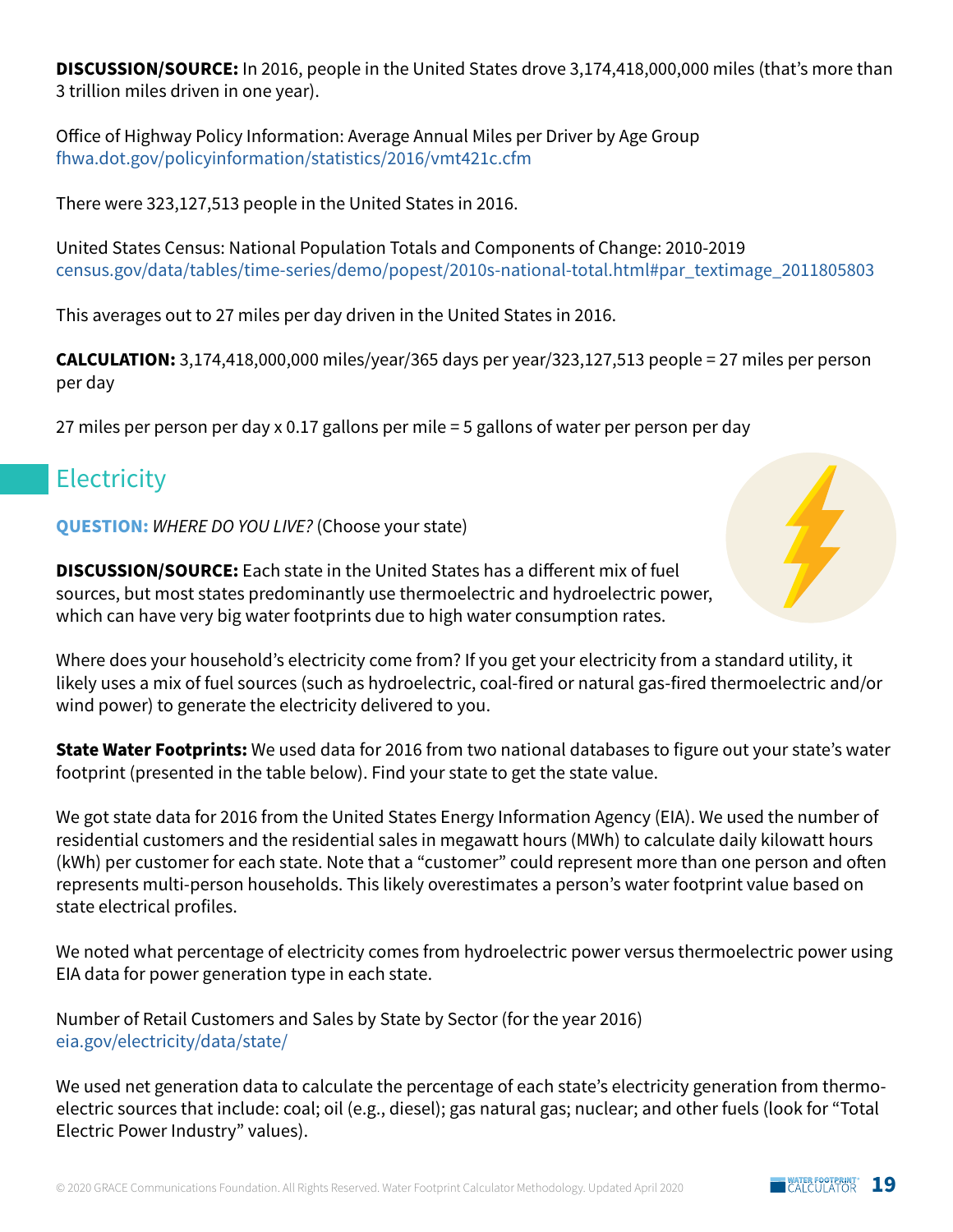**DISCUSSION/SOURCE:** In 2016, people in the United States drove 3,174,418,000,000 miles (that's more than 3 trillion miles driven in one year).

Office of Highway Policy Information: Average Annual Miles per Driver by Age Group
fhwa.dot.gov/policyinformation/statistics/2016/vmt421c.cfm

There were 323,127,513 people in the United States in 2016.

United States Census: National Population Totals and Components of Change: 2010-2019
census.gov/data/tables/time-series/demo/popest/2010s-national-total.html#par_textimage_2011805803

This averages out to 27 miles per day driven in the United States in 2016.

**CALCULATION:** 3,174,418,000,000 miles/year/365 days per year/323,127,513 people = 27 miles per person per day

27 miles per person per day x 0.17 gallons per mile = 5 gallons of water per person per day

## Electricity

**QUESTION:** *WHERE DO YOU LIVE?* (Choose your state)

**DISCUSSION/SOURCE:** Each state in the United States has a different mix of fuel sources, but most states predominantly use thermoelectric and hydroelectric power, which can have very big water footprints due to high water consumption rates.

Where does your household's electricity come from? If you get your electricity from a standard utility, it likely uses a mix of fuel sources (such as hydroelectric, coal-fired or natural gas-fired thermoelectric and/or wind power) to generate the electricity delivered to you.

**State Water Footprints:** We used data for 2016 from two national databases to figure out your state's water footprint (presented in the table below). Find your state to get the state value.

We got state data for 2016 from the United States Energy Information Agency (EIA). We used the number of residential customers and the residential sales in megawatt hours (MWh) to calculate daily kilowatt hours (kWh) per customer for each state. Note that a "customer" could represent more than one person and often represents multi-person households. This likely overestimates a person's water footprint value based on state electrical profiles.

We noted what percentage of electricity comes from hydroelectric power versus thermoelectric power using EIA data for power generation type in each state.

Number of Retail Customers and Sales by State by Sector (for the year 2016)
eia.gov/electricity/data/state/

We used net generation data to calculate the percentage of each state's electricity generation from thermo-electric sources that include: coal; oil (e.g., diesel); gas natural gas; nuclear; and other fuels (look for "Total Electric Power Industry" values).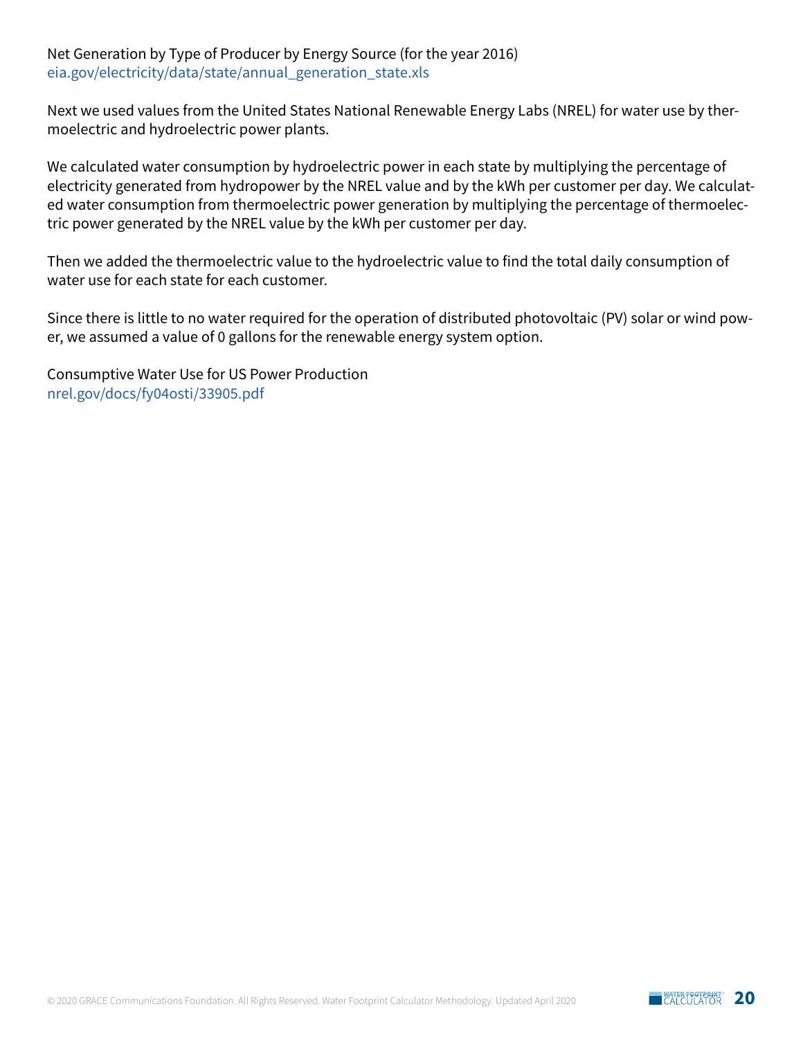Net Generation by Type of Producer by Energy Source (for the year 2016)
eia.gov/electricity/data/state/annual_generation_state.xls

Next we used values from the United States National Renewable Energy Labs (NREL) for water use by thermoelectric and hydroelectric power plants.

We calculated water consumption by hydroelectric power in each state by multiplying the percentage of electricity generated from hydropower by the NREL value and by the kWh per customer per day. We calculated water consumption from thermoelectric power generation by multiplying the percentage of thermoelectric power generated by the NREL value by the kWh per customer per day.

Then we added the thermoelectric value to the hydroelectric value to find the total daily consumption of water use for each state for each customer.

Since there is little to no water required for the operation of distributed photovoltaic (PV) solar or wind power, we assumed a value of 0 gallons for the renewable energy system option.

Consumptive Water Use for US Power Production
nrel.gov/docs/fy04osti/33905.pdf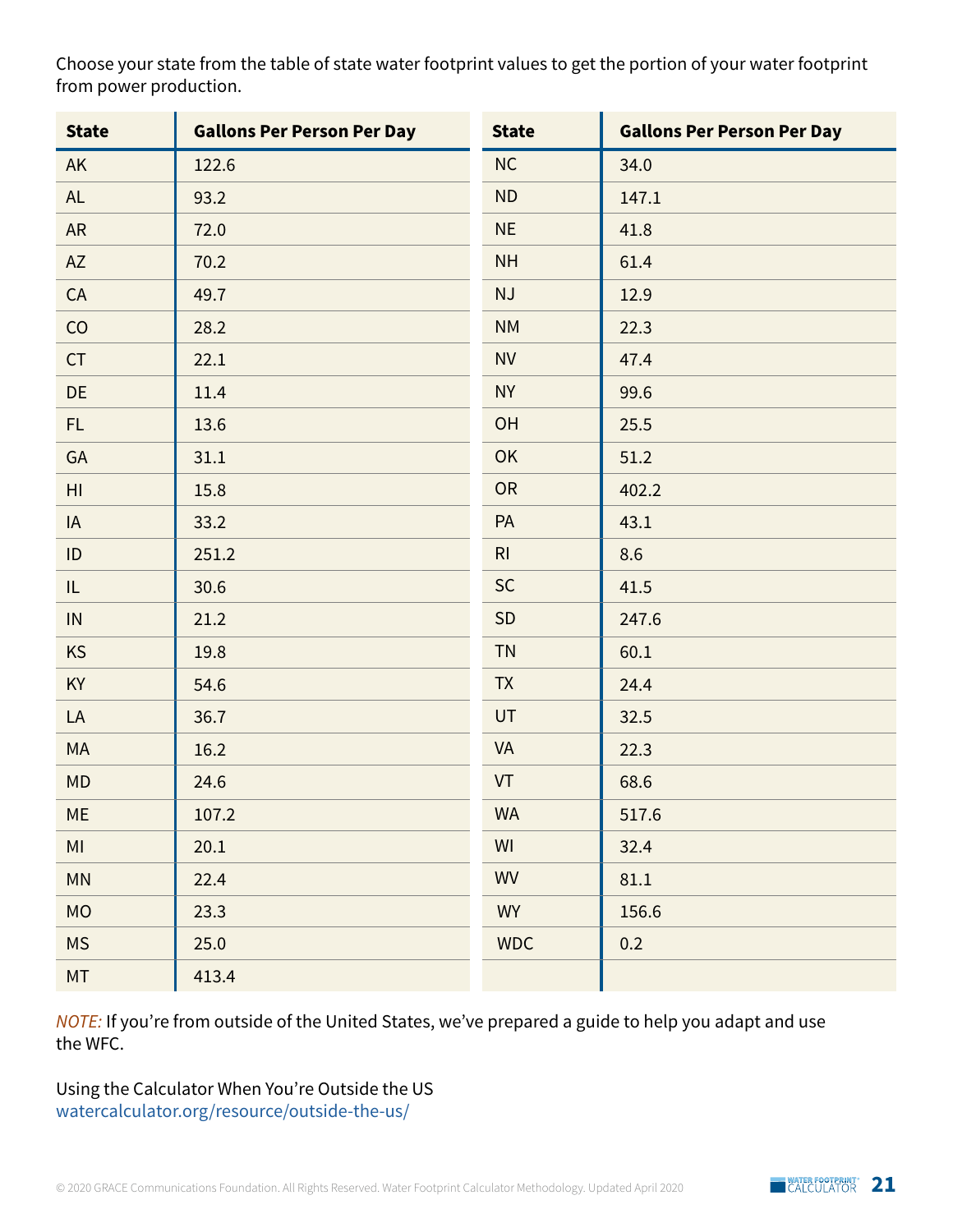Choose your state from the table of state water footprint values to get the portion of your water footprint from power production.

| State | Gallons Per Person Per Day | State | Gallons Per Person Per Day |
|---|---|---|---|
| AK | 122.6 | NC | 34.0 |
| AL | 93.2 | ND | 147.1 |
| AR | 72.0 | NE | 41.8 |
| AZ | 70.2 | NH | 61.4 |
| CA | 49.7 | NJ | 12.9 |
| CO | 28.2 | NM | 22.3 |
| CT | 22.1 | NV | 47.4 |
| DE | 11.4 | NY | 99.6 |
| FL | 13.6 | OH | 25.5 |
| GA | 31.1 | OK | 51.2 |
| HI | 15.8 | OR | 402.2 |
| IA | 33.2 | PA | 43.1 |
| ID | 251.2 | RI | 8.6 |
| IL | 30.6 | SC | 41.5 |
| IN | 21.2 | SD | 247.6 |
| KS | 19.8 | TN | 60.1 |
| KY | 54.6 | TX | 24.4 |
| LA | 36.7 | UT | 32.5 |
| MA | 16.2 | VA | 22.3 |
| MD | 24.6 | VT | 68.6 |
| ME | 107.2 | WA | 517.6 |
| MI | 20.1 | WI | 32.4 |
| MN | 22.4 | WV | 81.1 |
| MO | 23.3 | WY | 156.6 |
| MS | 25.0 | WDC | 0.2 |
| MT | 413.4 | | |

*NOTE:* If you're from outside of the United States, we've prepared a guide to help you adapt and use the WFC.

Using the Calculator When You're Outside the US
watercalculator.org/resource/outside-the-us/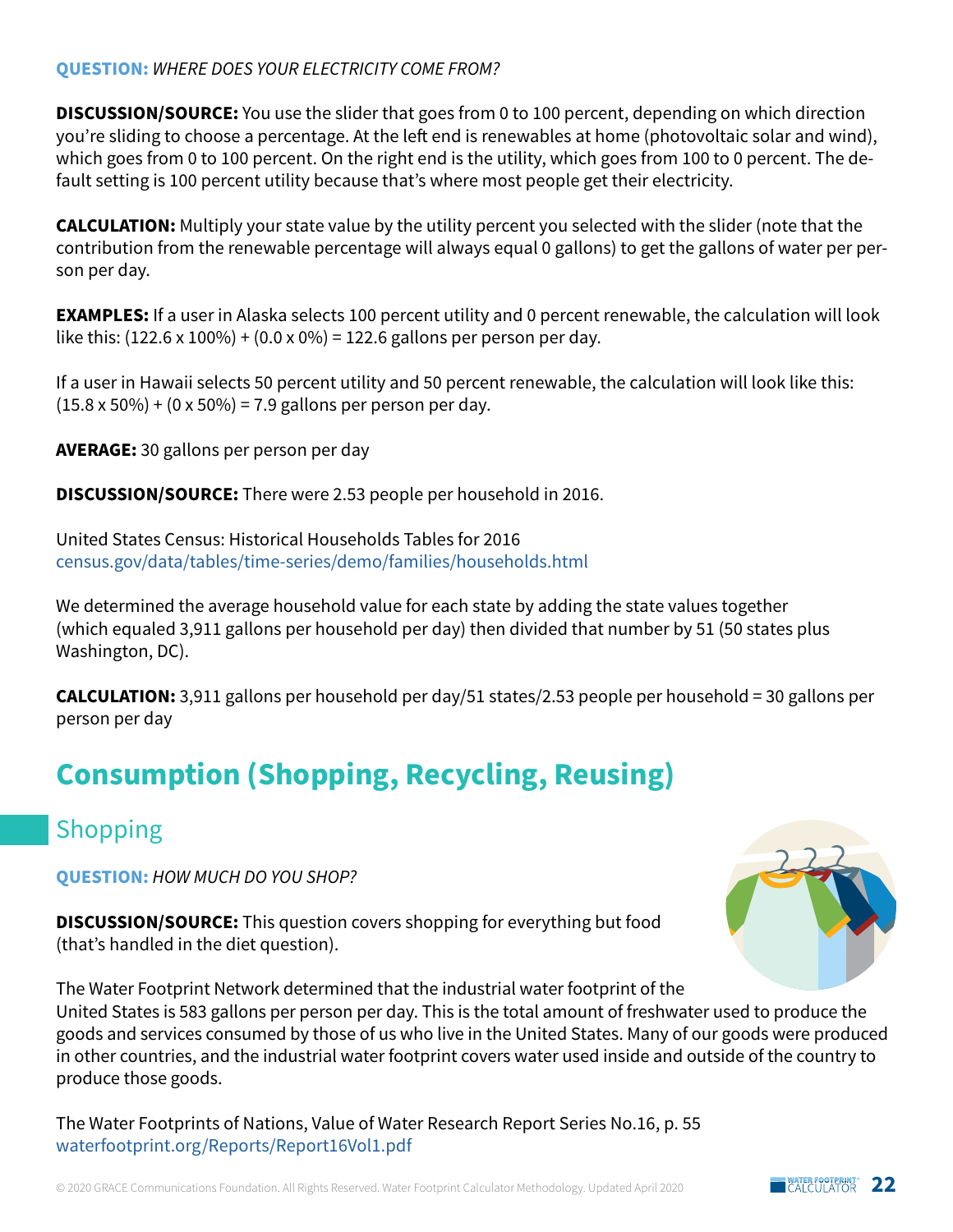**QUESTION:** *WHERE DOES YOUR ELECTRICITY COME FROM?*

**DISCUSSION/SOURCE:** You use the slider that goes from 0 to 100 percent, depending on which direction you're sliding to choose a percentage. At the left end is renewables at home (photovoltaic solar and wind), which goes from 0 to 100 percent. On the right end is the utility, which goes from 100 to 0 percent. The default setting is 100 percent utility because that's where most people get their electricity.

**CALCULATION:** Multiply your state value by the utility percent you selected with the slider (note that the contribution from the renewable percentage will always equal 0 gallons) to get the gallons of water per person per day.

**EXAMPLES:** If a user in Alaska selects 100 percent utility and 0 percent renewable, the calculation will look like this: (122.6 x 100%) + (0.0 x 0%) = 122.6 gallons per person per day.

If a user in Hawaii selects 50 percent utility and 50 percent renewable, the calculation will look like this: (15.8 x 50%) + (0 x 50%) = 7.9 gallons per person per day.

**AVERAGE:** 30 gallons per person per day

**DISCUSSION/SOURCE:** There were 2.53 people per household in 2016.

United States Census: Historical Households Tables for 2016
census.gov/data/tables/time-series/demo/families/households.html

We determined the average household value for each state by adding the state values together (which equaled 3,911 gallons per household per day) then divided that number by 51 (50 states plus Washington, DC).

**CALCULATION:** 3,911 gallons per household per day/51 states/2.53 people per household = 30 gallons per person per day

# Consumption (Shopping, Recycling, Reusing)

## Shopping

**QUESTION:** *HOW MUCH DO YOU SHOP?*

**DISCUSSION/SOURCE:** This question covers shopping for everything but food (that's handled in the diet question).

The Water Footprint Network determined that the industrial water footprint of the United States is 583 gallons per person per day. This is the total amount of freshwater used to produce the goods and services consumed by those of us who live in the United States. Many of our goods were produced in other countries, and the industrial water footprint covers water used inside and outside of the country to produce those goods.

The Water Footprints of Nations, Value of Water Research Report Series No.16, p. 55
waterfootprint.org/Reports/Report16Vol1.pdf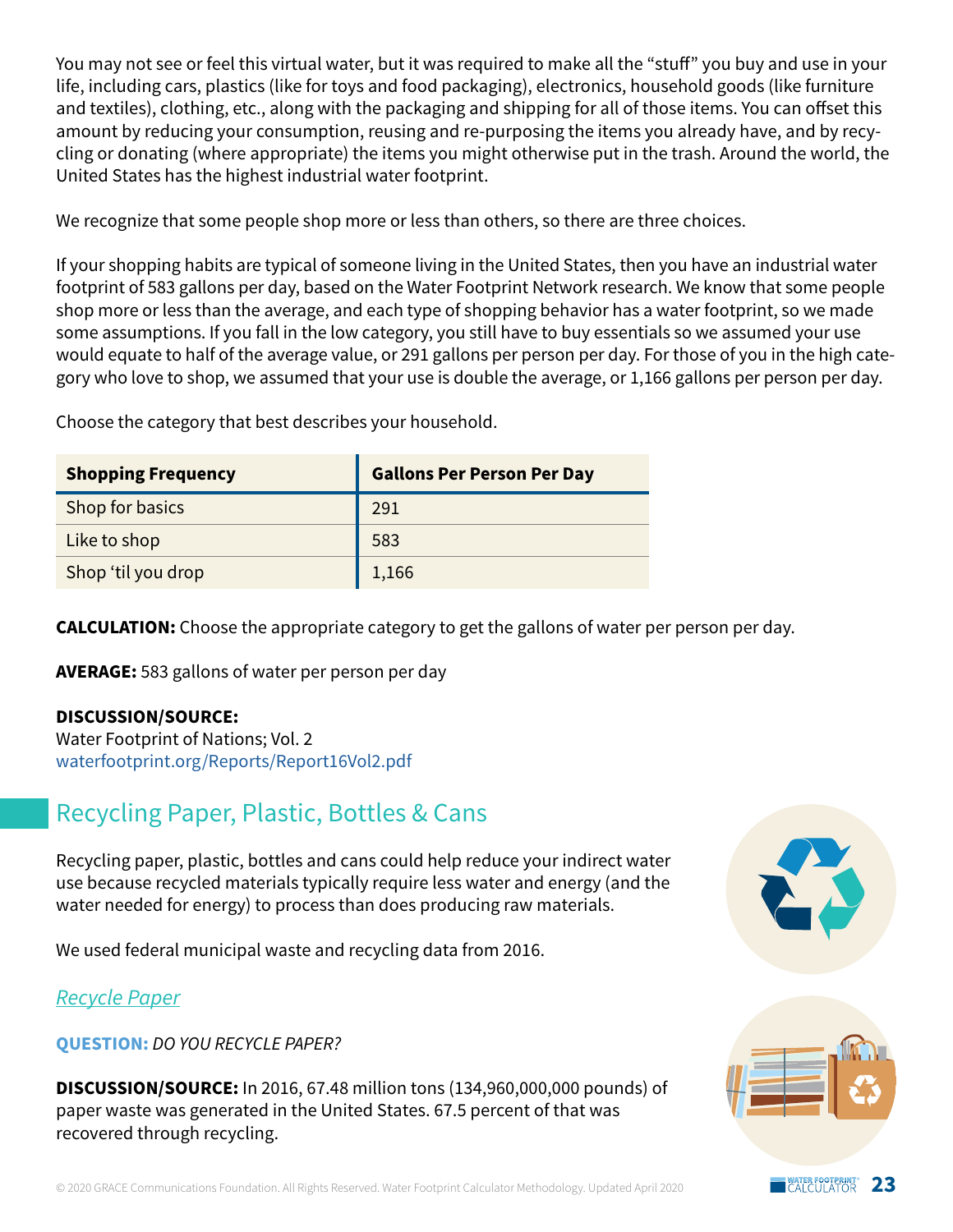You may not see or feel this virtual water, but it was required to make all the "stuff" you buy and use in your life, including cars, plastics (like for toys and food packaging), electronics, household goods (like furniture and textiles), clothing, etc., along with the packaging and shipping for all of those items. You can offset this amount by reducing your consumption, reusing and re-purposing the items you already have, and by recycling or donating (where appropriate) the items you might otherwise put in the trash. Around the world, the United States has the highest industrial water footprint.

We recognize that some people shop more or less than others, so there are three choices.

If your shopping habits are typical of someone living in the United States, then you have an industrial water footprint of 583 gallons per day, based on the Water Footprint Network research. We know that some people shop more or less than the average, and each type of shopping behavior has a water footprint, so we made some assumptions. If you fall in the low category, you still have to buy essentials so we assumed your use would equate to half of the average value, or 291 gallons per person per day. For those of you in the high category who love to shop, we assumed that your use is double the average, or 1,166 gallons per person per day.

Choose the category that best describes your household.

| Shopping Frequency | Gallons Per Person Per Day |
|---|---|
| Shop for basics | 291 |
| Like to shop | 583 |
| Shop 'til you drop | 1,166 |

**CALCULATION:** Choose the appropriate category to get the gallons of water per person per day.

**AVERAGE:** 583 gallons of water per person per day

**DISCUSSION/SOURCE:**
Water Footprint of Nations; Vol. 2
waterfootprint.org/Reports/Report16Vol2.pdf

## Recycling Paper, Plastic, Bottles & Cans

Recycling paper, plastic, bottles and cans could help reduce your indirect water use because recycled materials typically require less water and energy (and the water needed for energy) to process than does producing raw materials.

We used federal municipal waste and recycling data from 2016.

### *Recycle Paper*

**QUESTION:** *DO YOU RECYCLE PAPER?*

**DISCUSSION/SOURCE:** In 2016, 67.48 million tons (134,960,000,000 pounds) of paper waste was generated in the United States. 67.5 percent of that was recovered through recycling.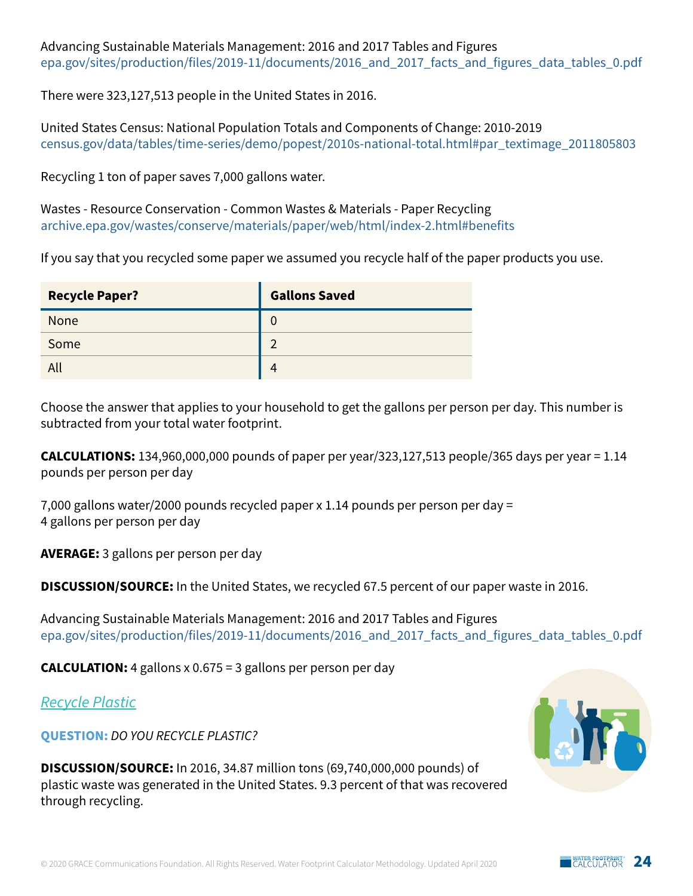Advancing Sustainable Materials Management: 2016 and 2017 Tables and Figures
epa.gov/sites/production/files/2019-11/documents/2016_and_2017_facts_and_figures_data_tables_0.pdf

There were 323,127,513 people in the United States in 2016.

United States Census: National Population Totals and Components of Change: 2010-2019
census.gov/data/tables/time-series/demo/popest/2010s-national-total.html#par_textimage_2011805803

Recycling 1 ton of paper saves 7,000 gallons water.

Wastes - Resource Conservation - Common Wastes & Materials - Paper Recycling
archive.epa.gov/wastes/conserve/materials/paper/web/html/index-2.html#benefits

If you say that you recycled some paper we assumed you recycle half of the paper products you use.

| Recycle Paper? | Gallons Saved |
|---|---|
| None | 0 |
| Some | 2 |
| All | 4 |

Choose the answer that applies to your household to get the gallons per person per day. This number is subtracted from your total water footprint.

**CALCULATIONS:** 134,960,000,000 pounds of paper per year/323,127,513 people/365 days per year = 1.14 pounds per person per day

7,000 gallons water/2000 pounds recycled paper x 1.14 pounds per person per day = 4 gallons per person per day

**AVERAGE:** 3 gallons per person per day

**DISCUSSION/SOURCE:** In the United States, we recycled 67.5 percent of our paper waste in 2016.

Advancing Sustainable Materials Management: 2016 and 2017 Tables and Figures
epa.gov/sites/production/files/2019-11/documents/2016_and_2017_facts_and_figures_data_tables_0.pdf

**CALCULATION:** 4 gallons x 0.675 = 3 gallons per person per day

## *Recycle Plastic*

**QUESTION:** *DO YOU RECYCLE PLASTIC?*

**DISCUSSION/SOURCE:** In 2016, 34.87 million tons (69,740,000,000 pounds) of plastic waste was generated in the United States. 9.3 percent of that was recovered through recycling.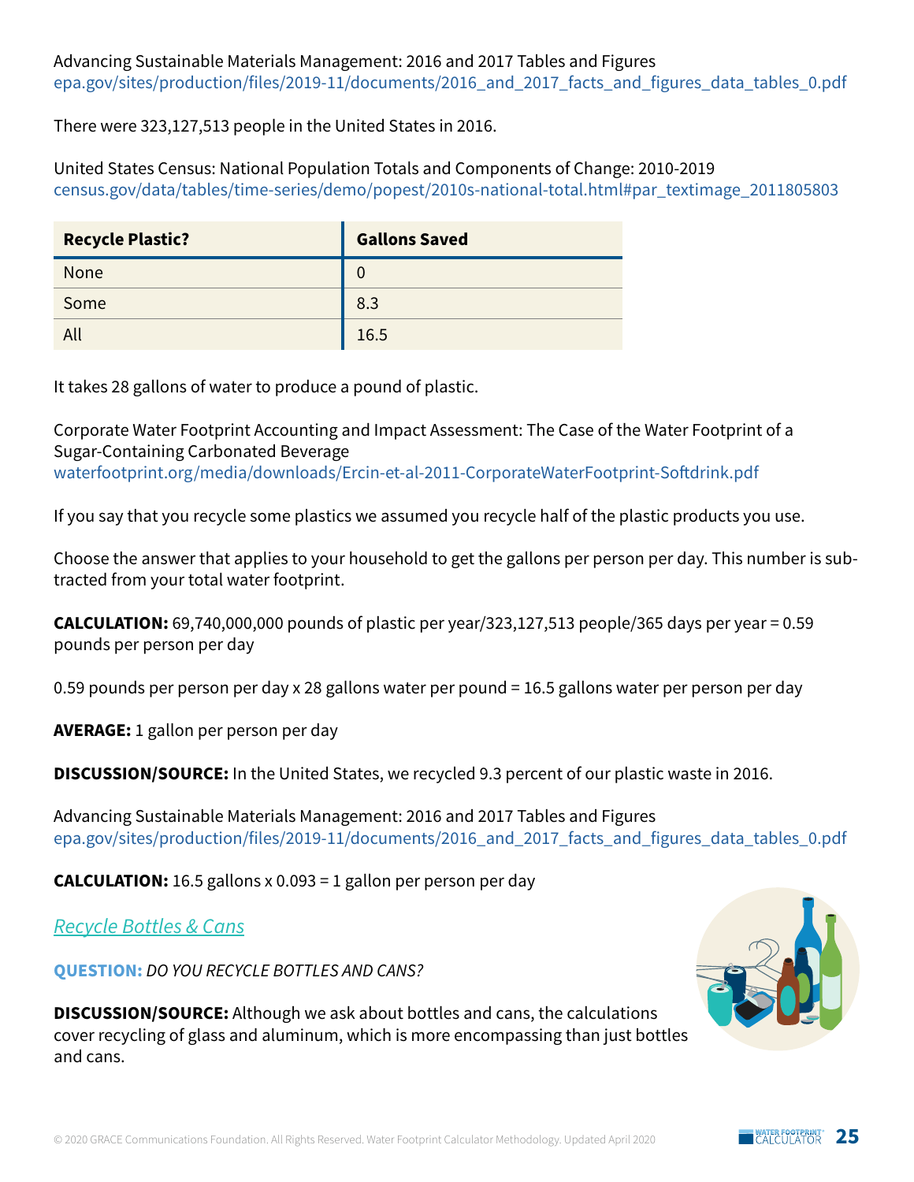Advancing Sustainable Materials Management: 2016 and 2017 Tables and Figures
epa.gov/sites/production/files/2019-11/documents/2016_and_2017_facts_and_figures_data_tables_0.pdf

There were 323,127,513 people in the United States in 2016.

United States Census: National Population Totals and Components of Change: 2010-2019
census.gov/data/tables/time-series/demo/popest/2010s-national-total.html#par_textimage_2011805803

| Recycle Plastic? | Gallons Saved |
|---|---|
| None | 0 |
| Some | 8.3 |
| All | 16.5 |

It takes 28 gallons of water to produce a pound of plastic.

Corporate Water Footprint Accounting and Impact Assessment: The Case of the Water Footprint of a Sugar-Containing Carbonated Beverage
waterfootprint.org/media/downloads/Ercin-et-al-2011-CorporateWaterFootprint-Softdrink.pdf

If you say that you recycle some plastics we assumed you recycle half of the plastic products you use.

Choose the answer that applies to your household to get the gallons per person per day. This number is subtracted from your total water footprint.

**CALCULATION:** 69,740,000,000 pounds of plastic per year/323,127,513 people/365 days per year = 0.59 pounds per person per day

0.59 pounds per person per day x 28 gallons water per pound = 16.5 gallons water per person per day

**AVERAGE:** 1 gallon per person per day

**DISCUSSION/SOURCE:** In the United States, we recycled 9.3 percent of our plastic waste in 2016.

Advancing Sustainable Materials Management: 2016 and 2017 Tables and Figures
epa.gov/sites/production/files/2019-11/documents/2016_and_2017_facts_and_figures_data_tables_0.pdf

**CALCULATION:** 16.5 gallons x 0.093 = 1 gallon per person per day

## *Recycle Bottles & Cans*

**QUESTION:** *DO YOU RECYCLE BOTTLES AND CANS?*

**DISCUSSION/SOURCE:** Although we ask about bottles and cans, the calculations cover recycling of glass and aluminum, which is more encompassing than just bottles and cans.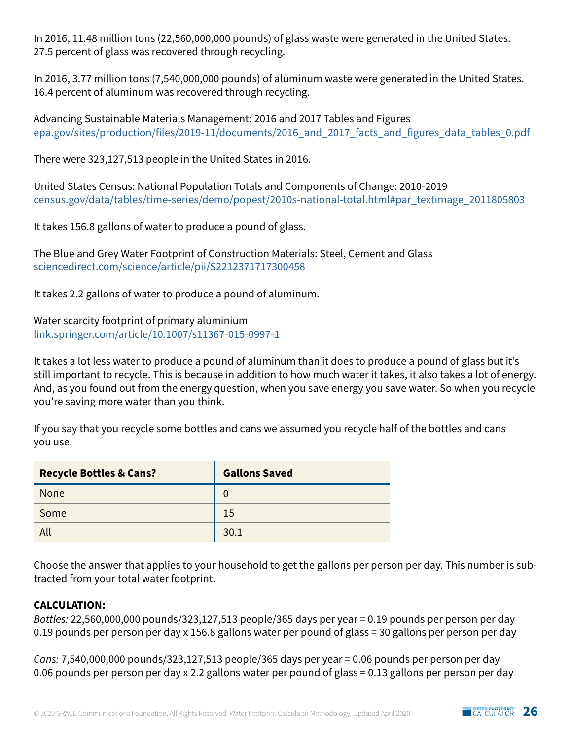In 2016, 11.48 million tons (22,560,000,000 pounds) of glass waste were generated in the United States. 27.5 percent of glass was recovered through recycling.

In 2016, 3.77 million tons (7,540,000,000 pounds) of aluminum waste were generated in the United States. 16.4 percent of aluminum was recovered through recycling.

Advancing Sustainable Materials Management: 2016 and 2017 Tables and Figures
epa.gov/sites/production/files/2019-11/documents/2016_and_2017_facts_and_figures_data_tables_0.pdf

There were 323,127,513 people in the United States in 2016.

United States Census: National Population Totals and Components of Change: 2010-2019
census.gov/data/tables/time-series/demo/popest/2010s-national-total.html#par_textimage_2011805803

It takes 156.8 gallons of water to produce a pound of glass.

The Blue and Grey Water Footprint of Construction Materials: Steel, Cement and Glass
sciencedirect.com/science/article/pii/S2212371717300458

It takes 2.2 gallons of water to produce a pound of aluminum.

Water scarcity footprint of primary aluminium
link.springer.com/article/10.1007/s11367-015-0997-1

It takes a lot less water to produce a pound of aluminum than it does to produce a pound of glass but it's still important to recycle. This is because in addition to how much water it takes, it also takes a lot of energy. And, as you found out from the energy question, when you save energy you save water. So when you recycle you're saving more water than you think.

If you say that you recycle some bottles and cans we assumed you recycle half of the bottles and cans you use.

| Recycle Bottles & Cans? | Gallons Saved |
|---|---|
| None | 0 |
| Some | 15 |
| All | 30.1 |

Choose the answer that applies to your household to get the gallons per person per day. This number is subtracted from your total water footprint.

**CALCULATION:**

*Bottles:* 22,560,000,000 pounds/323,127,513 people/365 days per year = 0.19 pounds per person per day
0.19 pounds per person per day x 156.8 gallons water per pound of glass = 30 gallons per person per day

*Cans:* 7,540,000,000 pounds/323,127,513 people/365 days per year = 0.06 pounds per person per day
0.06 pounds per person per day x 2.2 gallons water per pound of glass = 0.13 gallons per person per day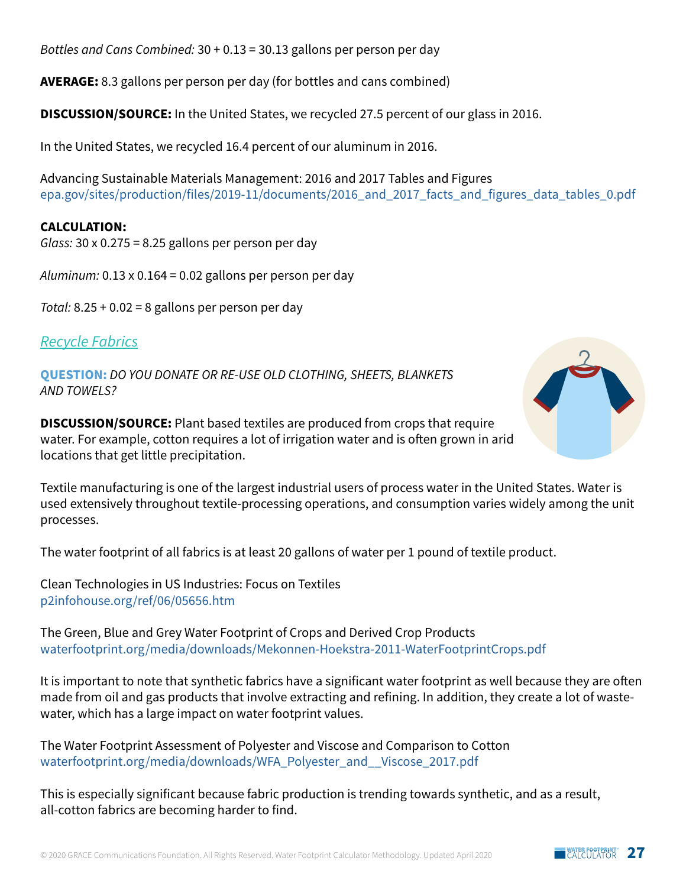*Bottles and Cans Combined:* 30 + 0.13 = 30.13 gallons per person per day

**AVERAGE:** 8.3 gallons per person per day (for bottles and cans combined)

**DISCUSSION/SOURCE:** In the United States, we recycled 27.5 percent of our glass in 2016.

In the United States, we recycled 16.4 percent of our aluminum in 2016.

Advancing Sustainable Materials Management: 2016 and 2017 Tables and Figures
epa.gov/sites/production/files/2019-11/documents/2016_and_2017_facts_and_figures_data_tables_0.pdf

**CALCULATION:**
*Glass:* 30 x 0.275 = 8.25 gallons per person per day

*Aluminum:* 0.13 x 0.164 = 0.02 gallons per person per day

*Total:* 8.25 + 0.02 = 8 gallons per person per day

## *Recycle Fabrics*

**QUESTION:** *DO YOU DONATE OR RE-USE OLD CLOTHING, SHEETS, BLANKETS AND TOWELS?*

**DISCUSSION/SOURCE:** Plant based textiles are produced from crops that require water. For example, cotton requires a lot of irrigation water and is often grown in arid locations that get little precipitation.

Textile manufacturing is one of the largest industrial users of process water in the United States. Water is used extensively throughout textile-processing operations, and consumption varies widely among the unit processes.

The water footprint of all fabrics is at least 20 gallons of water per 1 pound of textile product.

Clean Technologies in US Industries: Focus on Textiles
p2infohouse.org/ref/06/05656.htm

The Green, Blue and Grey Water Footprint of Crops and Derived Crop Products
waterfootprint.org/media/downloads/Mekonnen-Hoekstra-2011-WaterFootprintCrops.pdf

It is important to note that synthetic fabrics have a significant water footprint as well because they are often made from oil and gas products that involve extracting and refining. In addition, they create a lot of wastewater, which has a large impact on water footprint values.

The Water Footprint Assessment of Polyester and Viscose and Comparison to Cotton
waterfootprint.org/media/downloads/WFA_Polyester_and__Viscose_2017.pdf

This is especially significant because fabric production is trending towards synthetic, and as a result, all-cotton fabrics are becoming harder to find.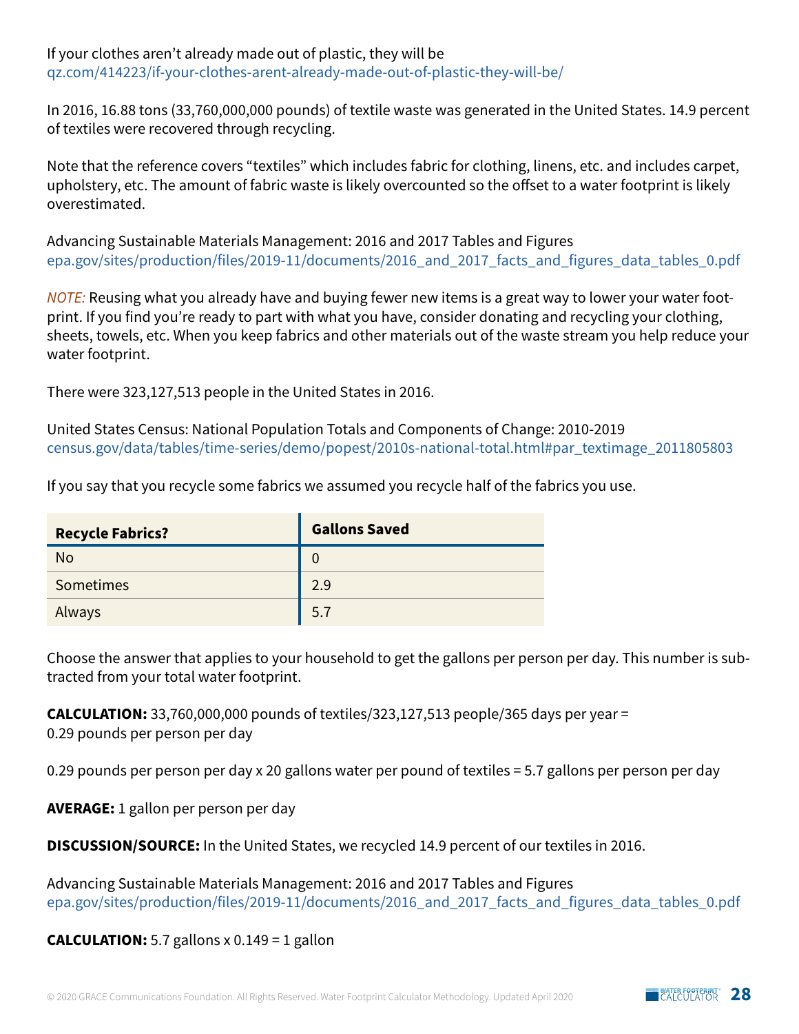If your clothes aren't already made out of plastic, they will be
qz.com/414223/if-your-clothes-arent-already-made-out-of-plastic-they-will-be/

In 2016, 16.88 tons (33,760,000,000 pounds) of textile waste was generated in the United States. 14.9 percent of textiles were recovered through recycling.

Note that the reference covers "textiles" which includes fabric for clothing, linens, etc. and includes carpet, upholstery, etc. The amount of fabric waste is likely overcounted so the offset to a water footprint is likely overestimated.

Advancing Sustainable Materials Management: 2016 and 2017 Tables and Figures
epa.gov/sites/production/files/2019-11/documents/2016_and_2017_facts_and_figures_data_tables_0.pdf

*NOTE:* Reusing what you already have and buying fewer new items is a great way to lower your water footprint. If you find you're ready to part with what you have, consider donating and recycling your clothing, sheets, towels, etc. When you keep fabrics and other materials out of the waste stream you help reduce your water footprint.

There were 323,127,513 people in the United States in 2016.

United States Census: National Population Totals and Components of Change: 2010-2019
census.gov/data/tables/time-series/demo/popest/2010s-national-total.html#par_textimage_2011805803

If you say that you recycle some fabrics we assumed you recycle half of the fabrics you use.

| Recycle Fabrics? | Gallons Saved |
|---|---|
| No | 0 |
| Sometimes | 2.9 |
| Always | 5.7 |

Choose the answer that applies to your household to get the gallons per person per day. This number is subtracted from your total water footprint.

**CALCULATION:** 33,760,000,000 pounds of textiles/323,127,513 people/365 days per year = 0.29 pounds per person per day

0.29 pounds per person per day x 20 gallons water per pound of textiles = 5.7 gallons per person per day

**AVERAGE:** 1 gallon per person per day

**DISCUSSION/SOURCE:** In the United States, we recycled 14.9 percent of our textiles in 2016.

Advancing Sustainable Materials Management: 2016 and 2017 Tables and Figures
epa.gov/sites/production/files/2019-11/documents/2016_and_2017_facts_and_figures_data_tables_0.pdf

**CALCULATION:** 5.7 gallons x 0.149 = 1 gallon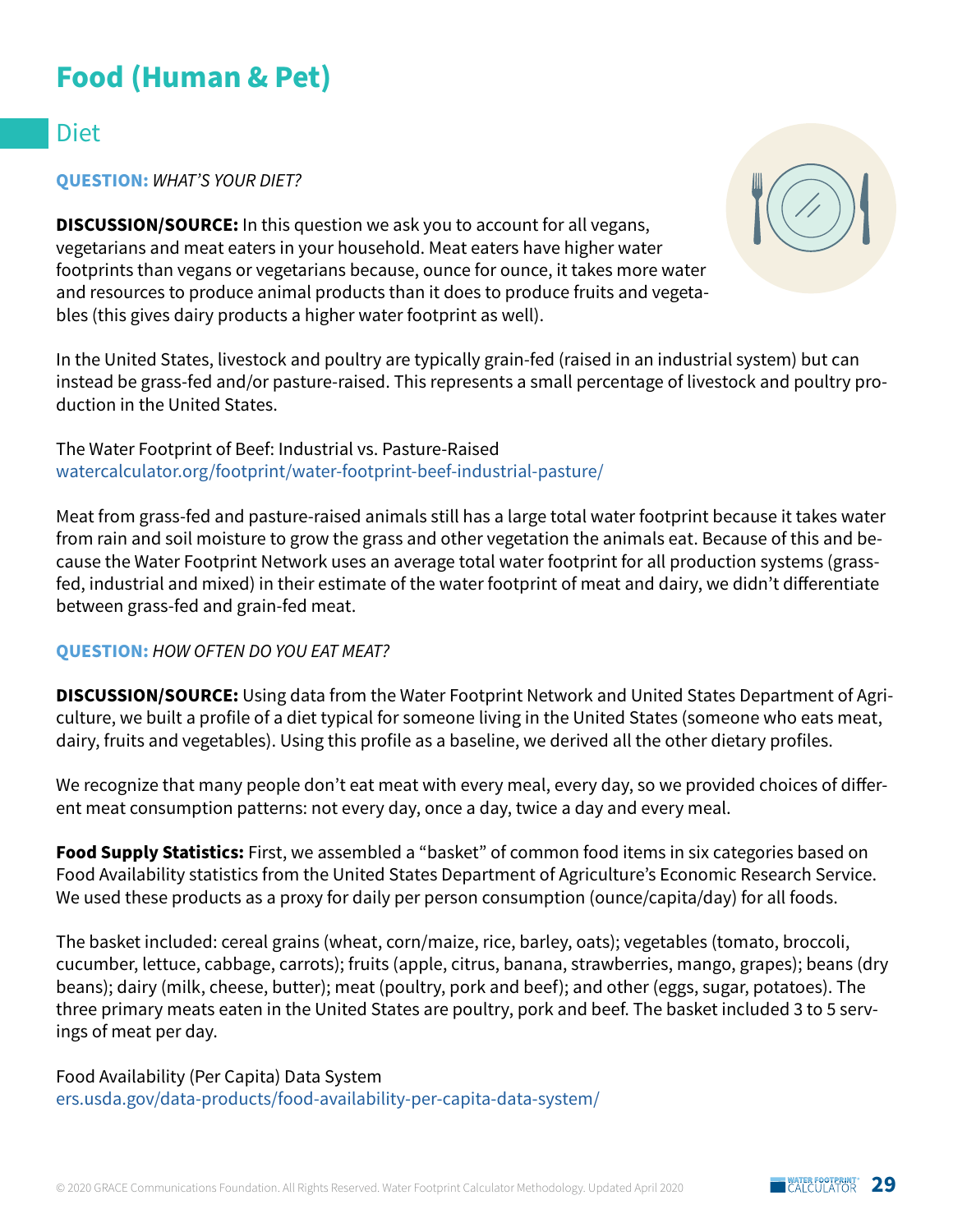# Food (Human & Pet)

## Diet

**QUESTION:** *WHAT'S YOUR DIET?*

**DISCUSSION/SOURCE:** In this question we ask you to account for all vegans, vegetarians and meat eaters in your household. Meat eaters have higher water footprints than vegans or vegetarians because, ounce for ounce, it takes more water and resources to produce animal products than it does to produce fruits and vegetables (this gives dairy products a higher water footprint as well).

In the United States, livestock and poultry are typically grain-fed (raised in an industrial system) but can instead be grass-fed and/or pasture-raised. This represents a small percentage of livestock and poultry production in the United States.

The Water Footprint of Beef: Industrial vs. Pasture-Raised
watercalculator.org/footprint/water-footprint-beef-industrial-pasture/

Meat from grass-fed and pasture-raised animals still has a large total water footprint because it takes water from rain and soil moisture to grow the grass and other vegetation the animals eat. Because of this and because the Water Footprint Network uses an average total water footprint for all production systems (grass-fed, industrial and mixed) in their estimate of the water footprint of meat and dairy, we didn't differentiate between grass-fed and grain-fed meat.

**QUESTION:** *HOW OFTEN DO YOU EAT MEAT?*

**DISCUSSION/SOURCE:** Using data from the Water Footprint Network and United States Department of Agriculture, we built a profile of a diet typical for someone living in the United States (someone who eats meat, dairy, fruits and vegetables). Using this profile as a baseline, we derived all the other dietary profiles.

We recognize that many people don't eat meat with every meal, every day, so we provided choices of different meat consumption patterns: not every day, once a day, twice a day and every meal.

**Food Supply Statistics:** First, we assembled a "basket" of common food items in six categories based on Food Availability statistics from the United States Department of Agriculture's Economic Research Service. We used these products as a proxy for daily per person consumption (ounce/capita/day) for all foods.

The basket included: cereal grains (wheat, corn/maize, rice, barley, oats); vegetables (tomato, broccoli, cucumber, lettuce, cabbage, carrots); fruits (apple, citrus, banana, strawberries, mango, grapes); beans (dry beans); dairy (milk, cheese, butter); meat (poultry, pork and beef); and other (eggs, sugar, potatoes). The three primary meats eaten in the United States are poultry, pork and beef. The basket included 3 to 5 servings of meat per day.

Food Availability (Per Capita) Data System
ers.usda.gov/data-products/food-availability-per-capita-data-system/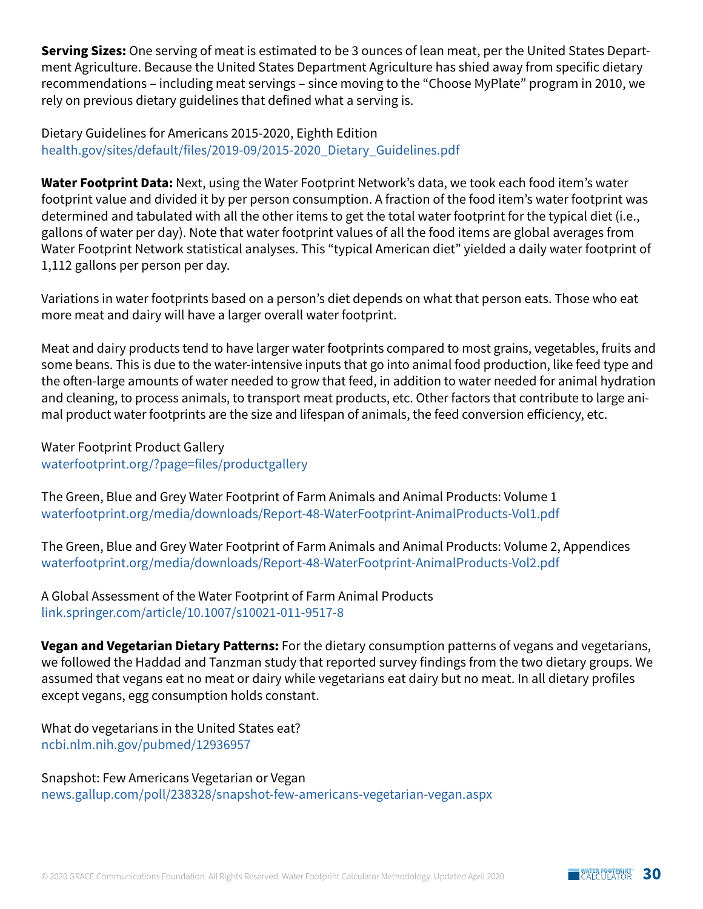**Serving Sizes:** One serving of meat is estimated to be 3 ounces of lean meat, per the United States Department Agriculture. Because the United States Department Agriculture has shied away from specific dietary recommendations – including meat servings – since moving to the "Choose MyPlate" program in 2010, we rely on previous dietary guidelines that defined what a serving is.

Dietary Guidelines for Americans 2015-2020, Eighth Edition
health.gov/sites/default/files/2019-09/2015-2020_Dietary_Guidelines.pdf

**Water Footprint Data:** Next, using the Water Footprint Network's data, we took each food item's water footprint value and divided it by per person consumption. A fraction of the food item's water footprint was determined and tabulated with all the other items to get the total water footprint for the typical diet (i.e., gallons of water per day). Note that water footprint values of all the food items are global averages from Water Footprint Network statistical analyses. This "typical American diet" yielded a daily water footprint of 1,112 gallons per person per day.

Variations in water footprints based on a person's diet depends on what that person eats. Those who eat more meat and dairy will have a larger overall water footprint.

Meat and dairy products tend to have larger water footprints compared to most grains, vegetables, fruits and some beans. This is due to the water-intensive inputs that go into animal food production, like feed type and the often-large amounts of water needed to grow that feed, in addition to water needed for animal hydration and cleaning, to process animals, to transport meat products, etc. Other factors that contribute to large animal product water footprints are the size and lifespan of animals, the feed conversion efficiency, etc.

Water Footprint Product Gallery
waterfootprint.org/?page=files/productgallery

The Green, Blue and Grey Water Footprint of Farm Animals and Animal Products: Volume 1
waterfootprint.org/media/downloads/Report-48-WaterFootprint-AnimalProducts-Vol1.pdf

The Green, Blue and Grey Water Footprint of Farm Animals and Animal Products: Volume 2, Appendices
waterfootprint.org/media/downloads/Report-48-WaterFootprint-AnimalProducts-Vol2.pdf

A Global Assessment of the Water Footprint of Farm Animal Products
link.springer.com/article/10.1007/s10021-011-9517-8

**Vegan and Vegetarian Dietary Patterns:** For the dietary consumption patterns of vegans and vegetarians, we followed the Haddad and Tanzman study that reported survey findings from the two dietary groups. We assumed that vegans eat no meat or dairy while vegetarians eat dairy but no meat. In all dietary profiles except vegans, egg consumption holds constant.

What do vegetarians in the United States eat?
ncbi.nlm.nih.gov/pubmed/12936957

Snapshot: Few Americans Vegetarian or Vegan
news.gallup.com/poll/238328/snapshot-few-americans-vegetarian-vegan.aspx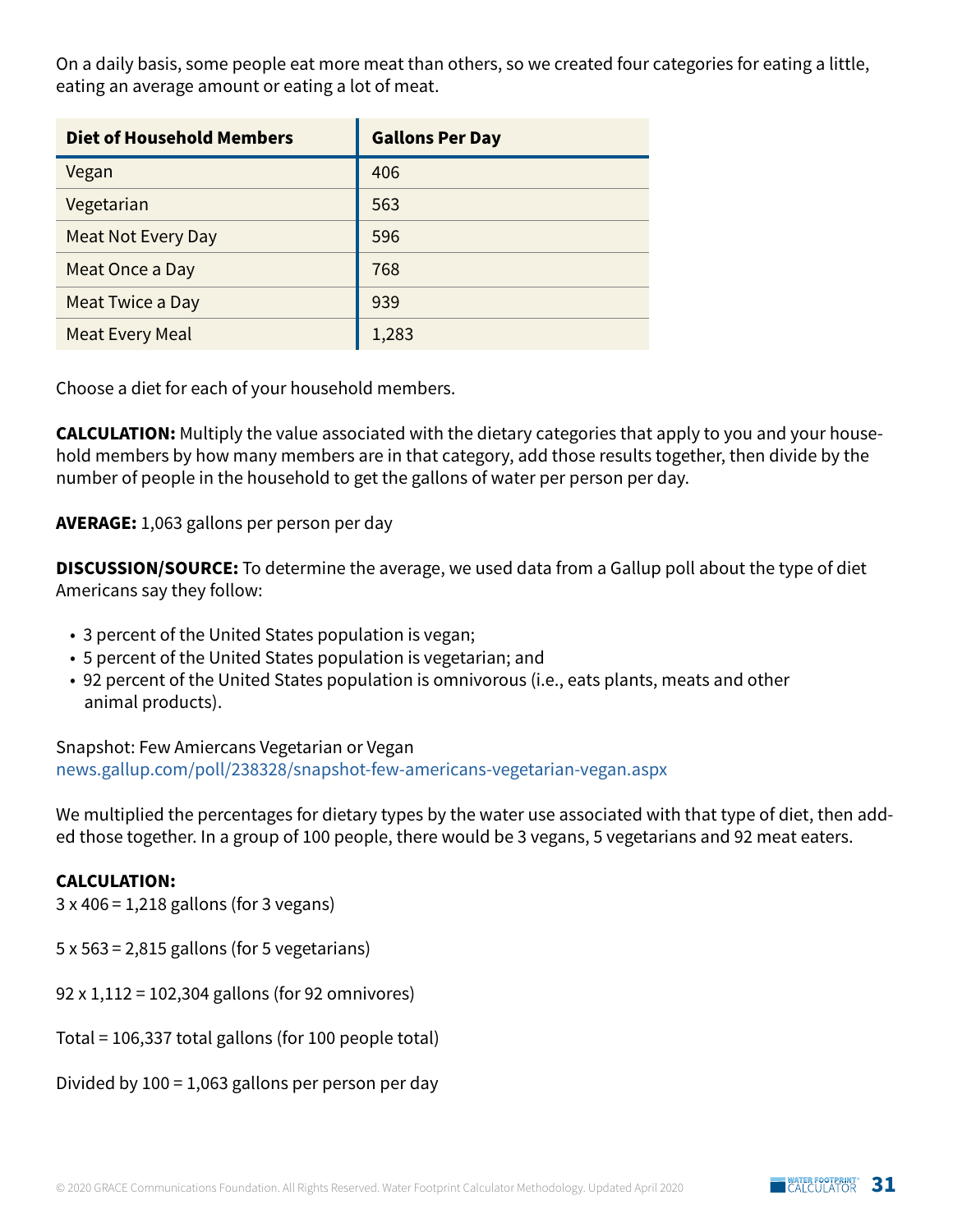On a daily basis, some people eat more meat than others, so we created four categories for eating a little, eating an average amount or eating a lot of meat.

| Diet of Household Members | Gallons Per Day |
|---|---|
| Vegan | 406 |
| Vegetarian | 563 |
| Meat Not Every Day | 596 |
| Meat Once a Day | 768 |
| Meat Twice a Day | 939 |
| Meat Every Meal | 1,283 |

Choose a diet for each of your household members.

**CALCULATION:** Multiply the value associated with the dietary categories that apply to you and your household members by how many members are in that category, add those results together, then divide by the number of people in the household to get the gallons of water per person per day.

**AVERAGE:** 1,063 gallons per person per day

**DISCUSSION/SOURCE:** To determine the average, we used data from a Gallup poll about the type of diet Americans say they follow:

- 3 percent of the United States population is vegan;
- 5 percent of the United States population is vegetarian; and
- 92 percent of the United States population is omnivorous (i.e., eats plants, meats and other animal products).

Snapshot: Few Amiercans Vegetarian or Vegan
news.gallup.com/poll/238328/snapshot-few-americans-vegetarian-vegan.aspx

We multiplied the percentages for dietary types by the water use associated with that type of diet, then added those together. In a group of 100 people, there would be 3 vegans, 5 vegetarians and 92 meat eaters.

**CALCULATION:**
3 x 406 = 1,218 gallons (for 3 vegans)

5 x 563 = 2,815 gallons (for 5 vegetarians)

92 x 1,112 = 102,304 gallons (for 92 omnivores)

Total = 106,337 total gallons (for 100 people total)

Divided by 100 = 1,063 gallons per person per day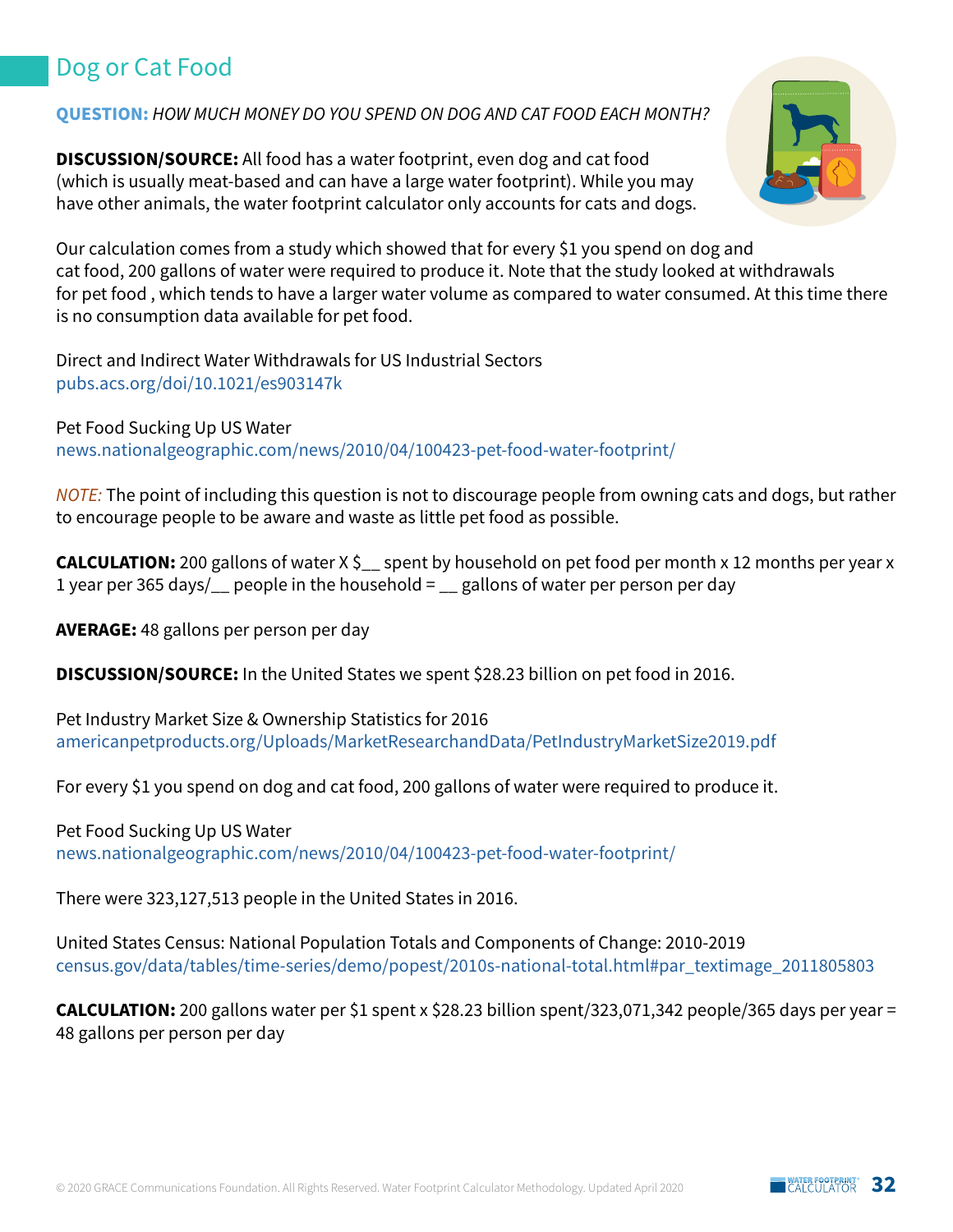## Dog or Cat Food

**QUESTION:** *HOW MUCH MONEY DO YOU SPEND ON DOG AND CAT FOOD EACH MONTH?*

**DISCUSSION/SOURCE:** All food has a water footprint, even dog and cat food (which is usually meat-based and can have a large water footprint). While you may have other animals, the water footprint calculator only accounts for cats and dogs.

Our calculation comes from a study which showed that for every $1 you spend on dog and cat food, 200 gallons of water were required to produce it. Note that the study looked at withdrawals for pet food , which tends to have a larger water volume as compared to water consumed. At this time there is no consumption data available for pet food.

Direct and Indirect Water Withdrawals for US Industrial Sectors
pubs.acs.org/doi/10.1021/es903147k

Pet Food Sucking Up US Water
news.nationalgeographic.com/news/2010/04/100423-pet-food-water-footprint/

*NOTE:* The point of including this question is not to discourage people from owning cats and dogs, but rather to encourage people to be aware and waste as little pet food as possible.

**CALCULATION:** 200 gallons of water X $__ spent by household on pet food per month x 12 months per year x 1 year per 365 days/__ people in the household = __ gallons of water per person per day

**AVERAGE:** 48 gallons per person per day

**DISCUSSION/SOURCE:** In the United States we spent $28.23 billion on pet food in 2016.

Pet Industry Market Size & Ownership Statistics for 2016
americanpetproducts.org/Uploads/MarketResearchandData/PetIndustryMarketSize2019.pdf

For every $1 you spend on dog and cat food, 200 gallons of water were required to produce it.

Pet Food Sucking Up US Water
news.nationalgeographic.com/news/2010/04/100423-pet-food-water-footprint/

There were 323,127,513 people in the United States in 2016.

United States Census: National Population Totals and Components of Change: 2010-2019
census.gov/data/tables/time-series/demo/popest/2010s-national-total.html#par_textimage_2011805803

**CALCULATION:** 200 gallons water per $1 spent x $28.23 billion spent/323,071,342 people/365 days per year = 48 gallons per person per day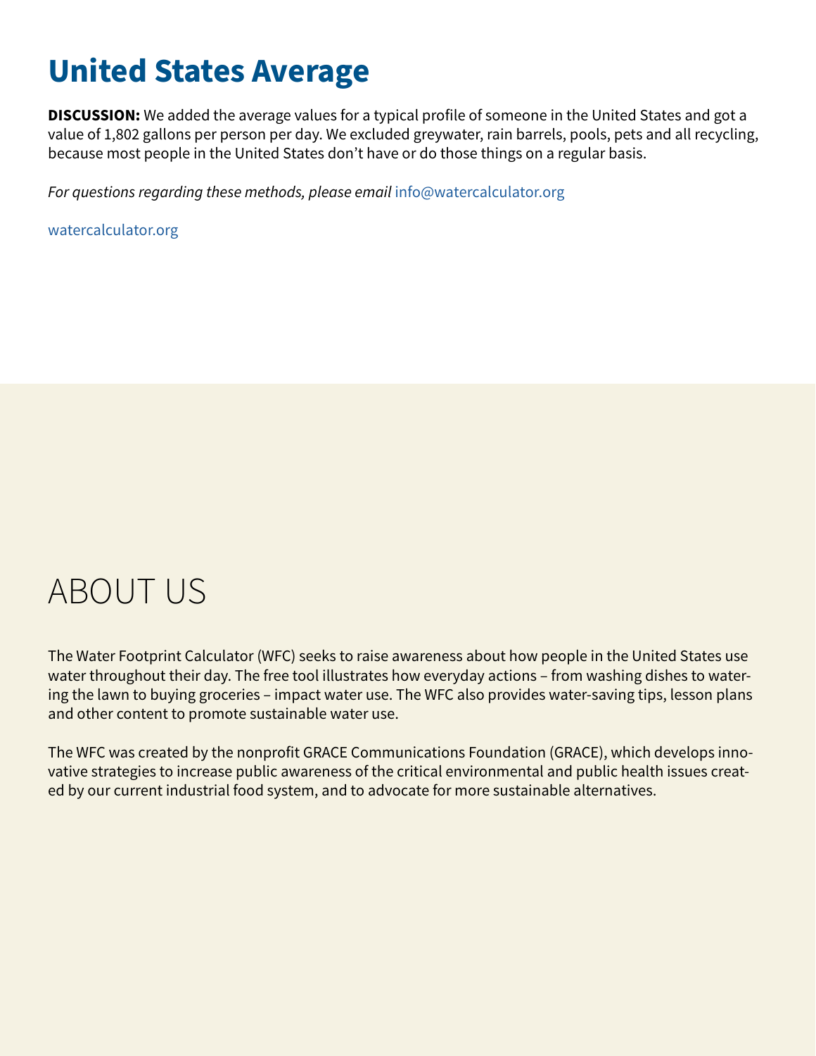# United States Average

**DISCUSSION:** We added the average values for a typical profile of someone in the United States and got a value of 1,802 gallons per person per day. We excluded greywater, rain barrels, pools, pets and all recycling, because most people in the United States don't have or do those things on a regular basis.

*For questions regarding these methods, please email* info@watercalculator.org

watercalculator.org

# ABOUT US

The Water Footprint Calculator (WFC) seeks to raise awareness about how people in the United States use water throughout their day. The free tool illustrates how everyday actions – from washing dishes to watering the lawn to buying groceries – impact water use. The WFC also provides water-saving tips, lesson plans and other content to promote sustainable water use.

The WFC was created by the nonprofit GRACE Communications Foundation (GRACE), which develops innovative strategies to increase public awareness of the critical environmental and public health issues created by our current industrial food system, and to advocate for more sustainable alternatives.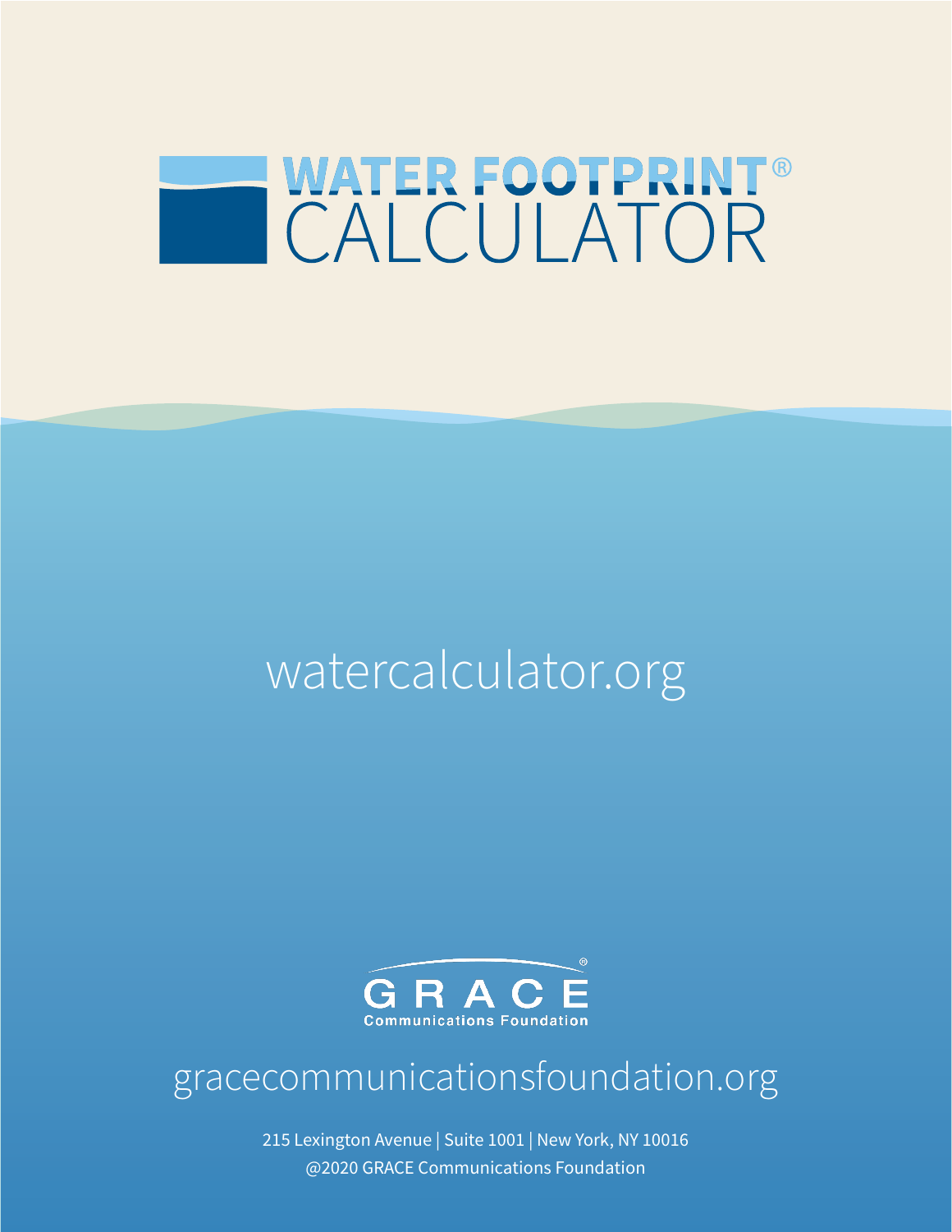# WATER FOOTPRINT® CALCULATOR

watercalculator.org

GRACE® Communications Foundation

gracecommunicationsfoundation.org

215 Lexington Avenue | Suite 1001 | New York, NY 10016

@2020 GRACE Communications Foundation